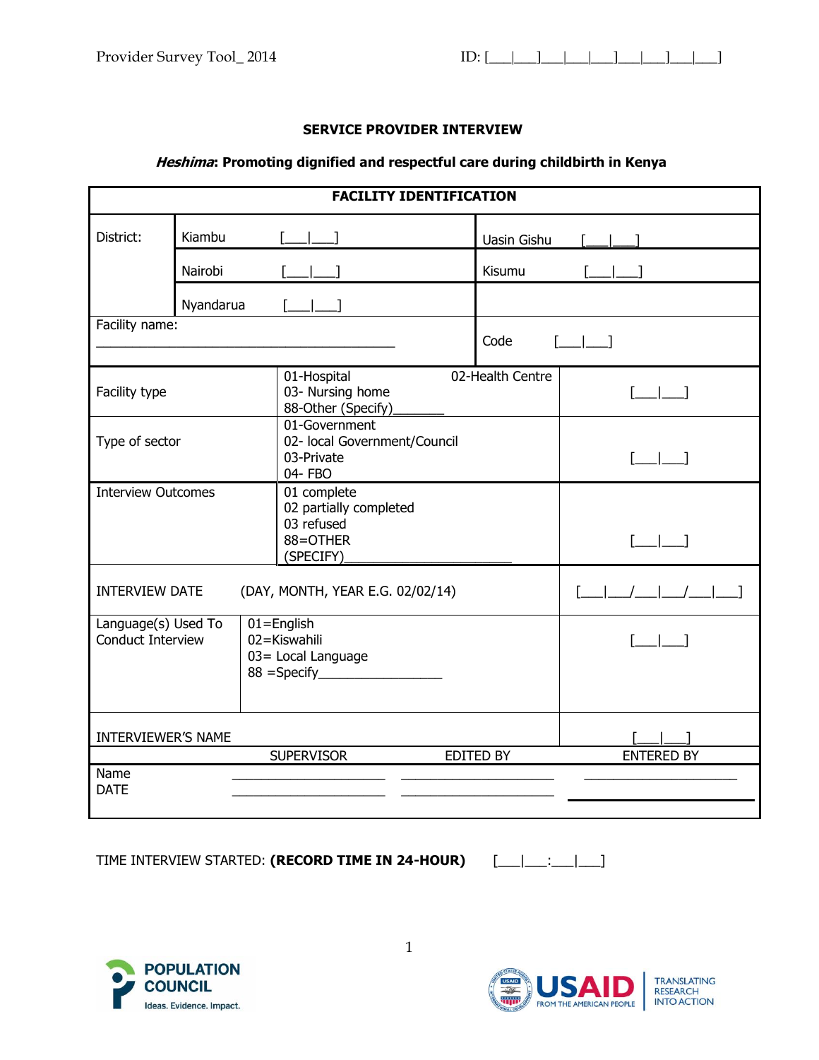Provider Survey Tool_ 2014

ID: [___|___]___|___|___]___|___]___|___]

## SERVICE PROVIDER INTERVIEW

### *Heshima*: Promoting dignified and respectful care during childbirth in Kenya

| FACILITY IDENTIFICATION | | | |
|---|---|---|---|
| District: | Kiambu [___\|___] | Uasin Gishu [___\|___] | |
| | Nairobi [___\|___] | Kisumu [___\|___] | |
| | Nyandarua [___\|___] | | |
| Facility name: ________________________________________ | | Code [___\|___] | |
| Facility type | 01-Hospital 02-Health Centre<br>03- Nursing home<br>88-Other (Specify)_______ | | [___\|___] |
| Type of sector | 01-Government<br>02- local Government/Council<br>03-Private<br>04- FBO | | [___\|___] |
| Interview Outcomes | 01 complete<br>02 partially completed<br>03 refused<br>88=OTHER<br>(SPECIFY)_____________________ | | [___\|___] |
| INTERVIEW DATE (DAY, MONTH, YEAR E.G. 02/02/14) | | | [___\|___/___\|___/___\|___] |
| Language(s) Used To Conduct Interview | 01=English<br>02=Kiswahili<br>03= Local Language<br>88 =Specify________________ | | [___\|___] |
| INTERVIEWER'S NAME | | | [___\|___] |
| | SUPERVISOR | EDITED BY | ENTERED BY |
| Name | ____________________ | ____________________ | ____________________ |
| DATE | ____________________ | ____________________ | ____________________ |

TIME INTERVIEW STARTED: **(RECORD TIME IN 24-HOUR)** [___|___:___|___]

POPULATION COUNCIL Ideas. Evidence. Impact.

USAID FROM THE AMERICAN PEOPLE | TRANSLATING RESEARCH INTO ACTION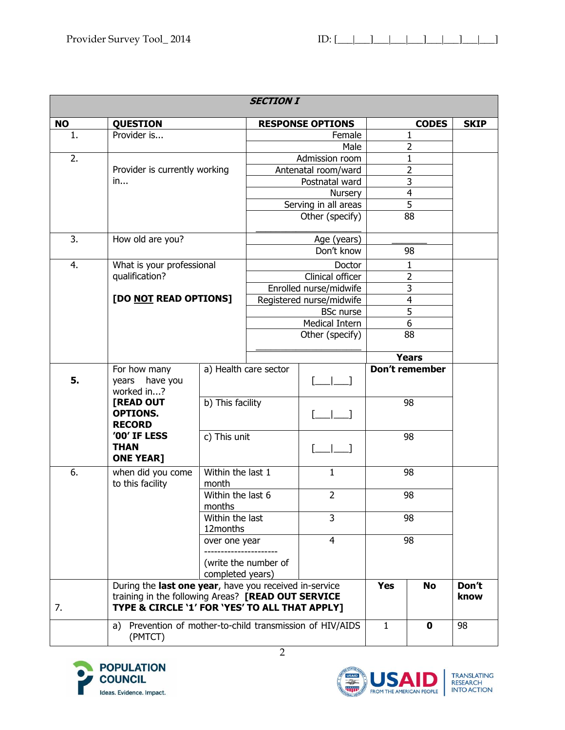## SECTION I

| NO | QUESTION | RESPONSE OPTIONS | | CODES | | SKIP |
|---|---|---|---|---|---|---|
| 1. | Provider is... | Female | | 1 | | |
| | | Male | | 2 | | |
| 2. | Provider is currently working in... | Admission room | | 1 | | |
| | | Antenatal room/ward | | 2 | | |
| | | Postnatal ward | | 3 | | |
| | | Nursery | | 4 | | |
| | | Serving in all areas | | 5 | | |
| | | Other (specify) ____________________ | | 88 | | |
| 3. | How old are you? | Age (years) | | _______ | | |
| | | Don't know | | 98 | | |
| 4. | What is your professional qualification? **[DO NOT READ OPTIONS]** | Doctor | | 1 | | |
| | | Clinical officer | | 2 | | |
| | | Enrolled nurse/midwife | | 3 | | |
| | | Registered nurse/midwife | | 4 | | |
| | | BSc nurse | | 5 | | |
| | | Medical Intern | | 6 | | |
| | | Other (specify) ____________________ | | 88 | | |
| | | | | **Years** | | |
| **5.** | For how many years have you worked in...? **[READ OUT OPTIONS. RECORD '00' IF LESS THAN ONE YEAR]** | a) Health care sector | [___|___] | **Don't remember** | | |
| | | b) This facility | [___|___] | 98 | | |
| | | c) This unit | [___|___] | 98 | | |
| 6. | when did you come to this facility | Within the last 1 month | 1 | 98 | | |
| | | Within the last 6 months | 2 | 98 | | |
| | | Within the last 12months | 3 | 98 | | |
| | | over one year ---------------------- (write the number of completed years) | 4 | 98 | | |
| 7. | During the **last one year**, have you received in-service training in the following Areas? **[READ OUT SERVICE TYPE & CIRCLE '1' FOR 'YES' TO ALL THAT APPLY]** | | | **Yes** | **No** | **Don't know** |
| | a) Prevention of mother-to-child transmission of HIV/AIDS (PMTCT) | | | 1 | **0** | 98 |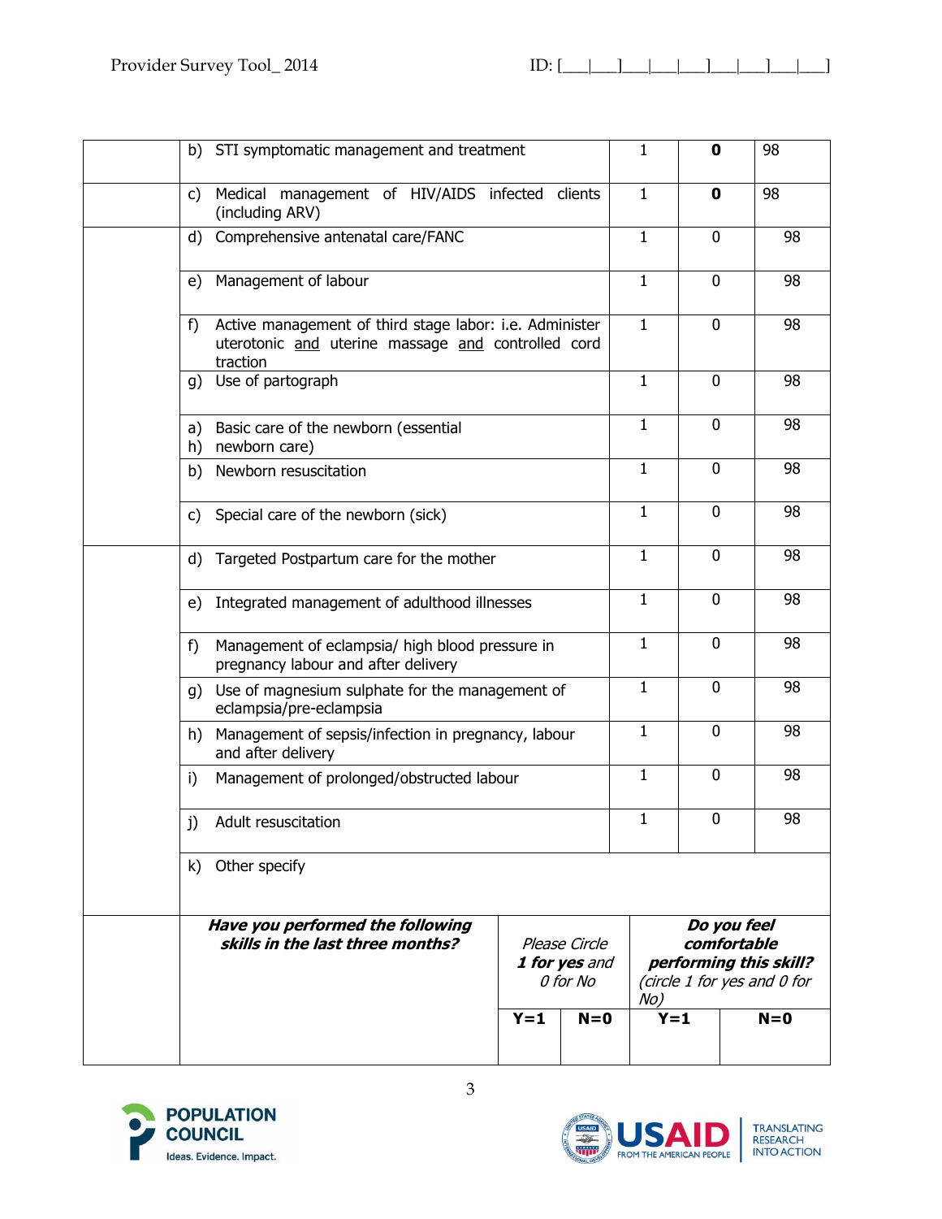| | | | | |
|---|---|---|---|---|
| | b) STI symptomatic management and treatment | 1 | **0** | 98 |
| | c) Medical management of HIV/AIDS infected clients (including ARV) | 1 | **0** | 98 |
| | d) Comprehensive antenatal care/FANC | 1 | 0 | 98 |
| | e) Management of labour | 1 | 0 | 98 |
| | f) Active management of third stage labor: i.e. Administer uterotonic <u>and</u> uterine massage <u>and</u> controlled cord traction | 1 | 0 | 98 |
| | g) Use of partograph | 1 | 0 | 98 |
| | a) h) Basic care of the newborn (essential newborn care) | 1 | 0 | 98 |
| | b) Newborn resuscitation | 1 | 0 | 98 |
| | c) Special care of the newborn (sick) | 1 | 0 | 98 |
| | d) Targeted Postpartum care for the mother | 1 | 0 | 98 |
| | e) Integrated management of adulthood illnesses | 1 | 0 | 98 |
| | f) Management of eclampsia/ high blood pressure in pregnancy labour and after delivery | 1 | 0 | 98 |
| | g) Use of magnesium sulphate for the management of eclampsia/pre-eclampsia | 1 | 0 | 98 |
| | h) Management of sepsis/infection in pregnancy, labour and after delivery | 1 | 0 | 98 |
| | i) Management of prolonged/obstructed labour | 1 | 0 | 98 |
| | j) Adult resuscitation | 1 | 0 | 98 |
| | k) Other specify | | | |

| | ***Have you performed the following skills in the last three months?*** | *Please Circle **1 for yes** and 0 for No* | | ***Do you feel comfortable performing this skill?*** *(circle 1 for yes and 0 for No)* | |
|---|---|---|---|---|---|
| | | **Y=1** | **N=0** | **Y=1** | **N=0** |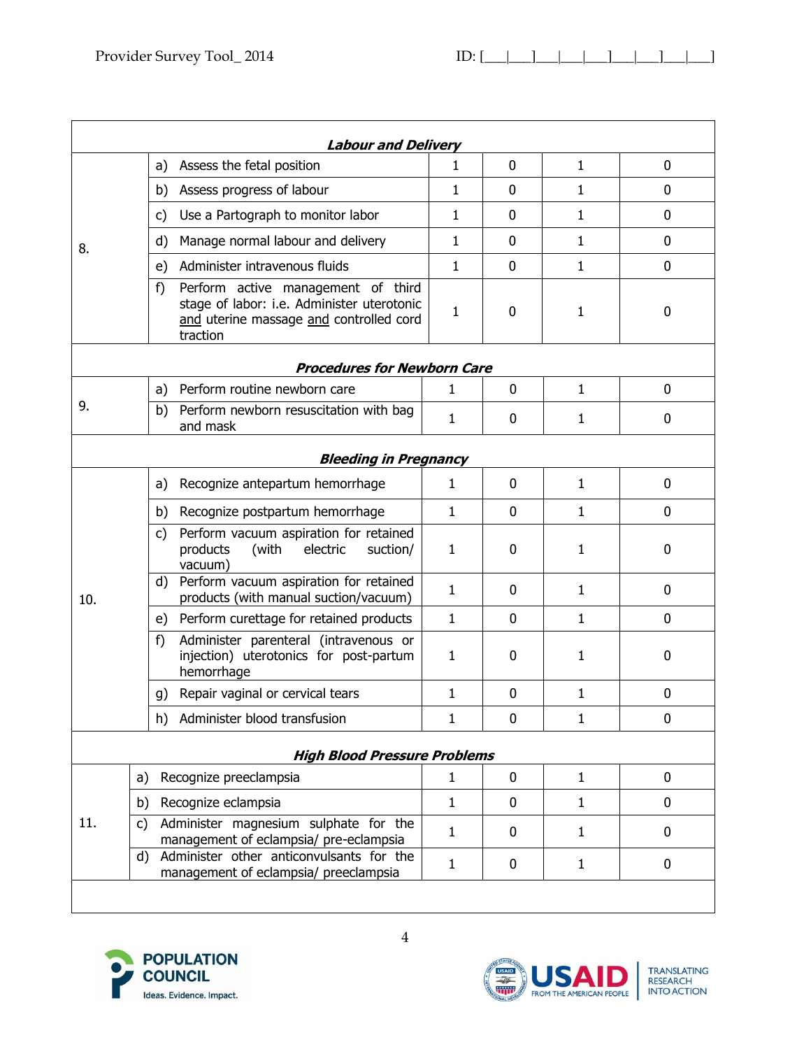| | | | | | |
|---|---|---|---|---|---|
| ***Labour and Delivery*** | | | | | |
| 8. | a) Assess the fetal position | 1 | 0 | 1 | 0 |
| | b) Assess progress of labour | 1 | 0 | 1 | 0 |
| | c) Use a Partograph to monitor labor | 1 | 0 | 1 | 0 |
| | d) Manage normal labour and delivery | 1 | 0 | 1 | 0 |
| | e) Administer intravenous fluids | 1 | 0 | 1 | 0 |
| | f) Perform active management of third stage of labor: i.e. Administer uterotonic <u>and</u> uterine massage <u>and</u> controlled cord traction | 1 | 0 | 1 | 0 |
| ***Procedures for Newborn Care*** | | | | | |
| 9. | a) Perform routine newborn care | 1 | 0 | 1 | 0 |
| | b) Perform newborn resuscitation with bag and mask | 1 | 0 | 1 | 0 |
| ***Bleeding in Pregnancy*** | | | | | |
| 10. | a) Recognize antepartum hemorrhage | 1 | 0 | 1 | 0 |
| | b) Recognize postpartum hemorrhage | 1 | 0 | 1 | 0 |
| | c) Perform vacuum aspiration for retained products (with electric suction/ vacuum) | 1 | 0 | 1 | 0 |
| | d) Perform vacuum aspiration for retained products (with manual suction/vacuum) | 1 | 0 | 1 | 0 |
| | e) Perform curettage for retained products | 1 | 0 | 1 | 0 |
| | f) Administer parenteral (intravenous or injection) uterotonics for post-partum hemorrhage | 1 | 0 | 1 | 0 |
| | g) Repair vaginal or cervical tears | 1 | 0 | 1 | 0 |
| | h) Administer blood transfusion | 1 | 0 | 1 | 0 |
| ***High Blood Pressure Problems*** | | | | | |
| 11. | a) Recognize preeclampsia | 1 | 0 | 1 | 0 |
| | b) Recognize eclampsia | 1 | 0 | 1 | 0 |
| | c) Administer magnesium sulphate for the management of eclampsia/ pre-eclampsia | 1 | 0 | 1 | 0 |
| | d) Administer other anticonvulsants for the management of eclampsia/ preeclampsia | 1 | 0 | 1 | 0 |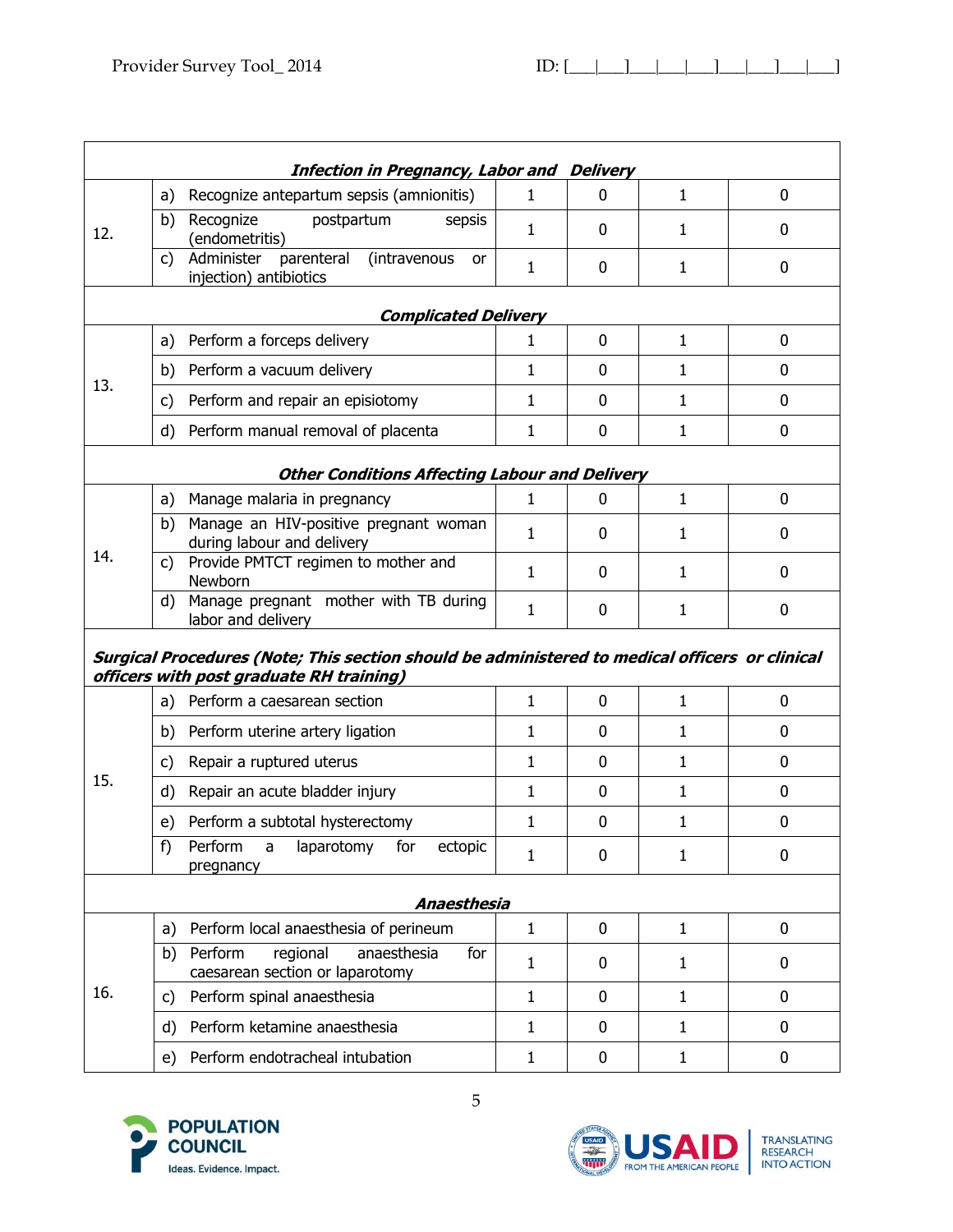| | | | | | |
|---|---|---|---|---|---|
| | ***Infection in Pregnancy, Labor and Delivery*** | | | | |
| 12. | a) Recognize antepartum sepsis (amnionitis) | 1 | 0 | 1 | 0 |
| | b) Recognize postpartum sepsis (endometritis) | 1 | 0 | 1 | 0 |
| | c) Administer parenteral (intravenous or injection) antibiotics | 1 | 0 | 1 | 0 |
| | ***Complicated Delivery*** | | | | |
| 13. | a) Perform a forceps delivery | 1 | 0 | 1 | 0 |
| | b) Perform a vacuum delivery | 1 | 0 | 1 | 0 |
| | c) Perform and repair an episiotomy | 1 | 0 | 1 | 0 |
| | d) Perform manual removal of placenta | 1 | 0 | 1 | 0 |
| | ***Other Conditions Affecting Labour and Delivery*** | | | | |
| 14. | a) Manage malaria in pregnancy | 1 | 0 | 1 | 0 |
| | b) Manage an HIV-positive pregnant woman during labour and delivery | 1 | 0 | 1 | 0 |
| | c) Provide PMTCT regimen to mother and Newborn | 1 | 0 | 1 | 0 |
| | d) Manage pregnant mother with TB during labor and delivery | 1 | 0 | 1 | 0 |
| ***Surgical Procedures (Note; This section should be administered to medical officers or clinical officers with post graduate RH training)*** | | | | | |
| 15. | a) Perform a caesarean section | 1 | 0 | 1 | 0 |
| | b) Perform uterine artery ligation | 1 | 0 | 1 | 0 |
| | c) Repair a ruptured uterus | 1 | 0 | 1 | 0 |
| | d) Repair an acute bladder injury | 1 | 0 | 1 | 0 |
| | e) Perform a subtotal hysterectomy | 1 | 0 | 1 | 0 |
| | f) Perform a laparotomy for ectopic pregnancy | 1 | 0 | 1 | 0 |
| | ***Anaesthesia*** | | | | |
| 16. | a) Perform local anaesthesia of perineum | 1 | 0 | 1 | 0 |
| | b) Perform regional anaesthesia for caesarean section or laparotomy | 1 | 0 | 1 | 0 |
| | c) Perform spinal anaesthesia | 1 | 0 | 1 | 0 |
| | d) Perform ketamine anaesthesia | 1 | 0 | 1 | 0 |
| | e) Perform endotracheal intubation | 1 | 0 | 1 | 0 |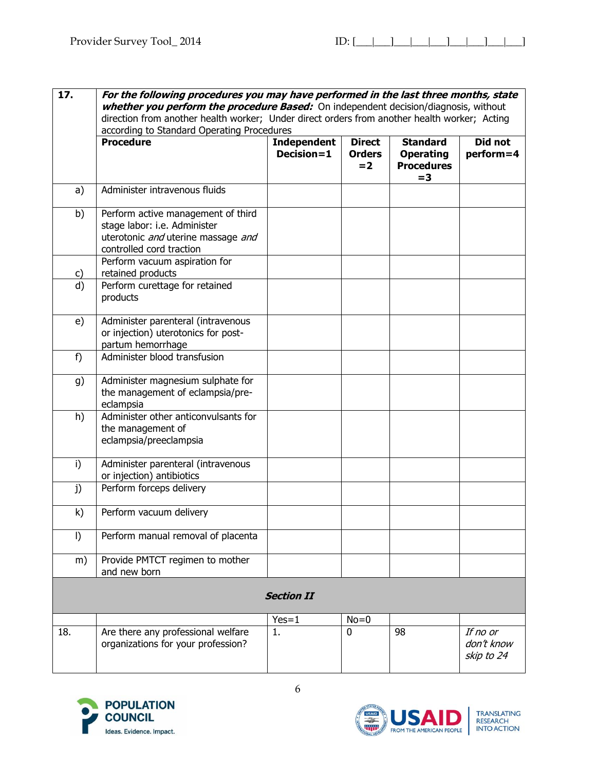| 17. | ***For the following procedures you may have performed in the last three months, state whether you perform the procedure Based:*** On independent decision/diagnosis, without direction from another health worker; Under direct orders from another health worker; Acting according to Standard Operating Procedures | | | | |
|---|---|---|---|---|---|
| | **Procedure** | **Independent Decision=1** | **Direct Orders =2** | **Standard Operating Procedures =3** | **Did not perform=4** |
| a) | Administer intravenous fluids | | | | |
| b) | Perform active management of third stage labor: i.e. Administer uterotonic *and* uterine massage *and* controlled cord traction | | | | |
| c) | Perform vacuum aspiration for retained products | | | | |
| d) | Perform curettage for retained products | | | | |
| e) | Administer parenteral (intravenous or injection) uterotonics for post-partum hemorrhage | | | | |
| f) | Administer blood transfusion | | | | |
| g) | Administer magnesium sulphate for the management of eclampsia/pre-eclampsia | | | | |
| h) | Administer other anticonvulsants for the management of eclampsia/preeclampsia | | | | |
| i) | Administer parenteral (intravenous or injection) antibiotics | | | | |
| j) | Perform forceps delivery | | | | |
| k) | Perform vacuum delivery | | | | |
| l) | Perform manual removal of placenta | | | | |
| m) | Provide PMTCT regimen to mother and new born | | | | |
| | | ***Section II*** | | | |
| | | Yes=1 | No=0 | | |
| 18. | Are there any professional welfare organizations for your profession? | 1. | 0 | 98 | *If no or don't know skip to 24* |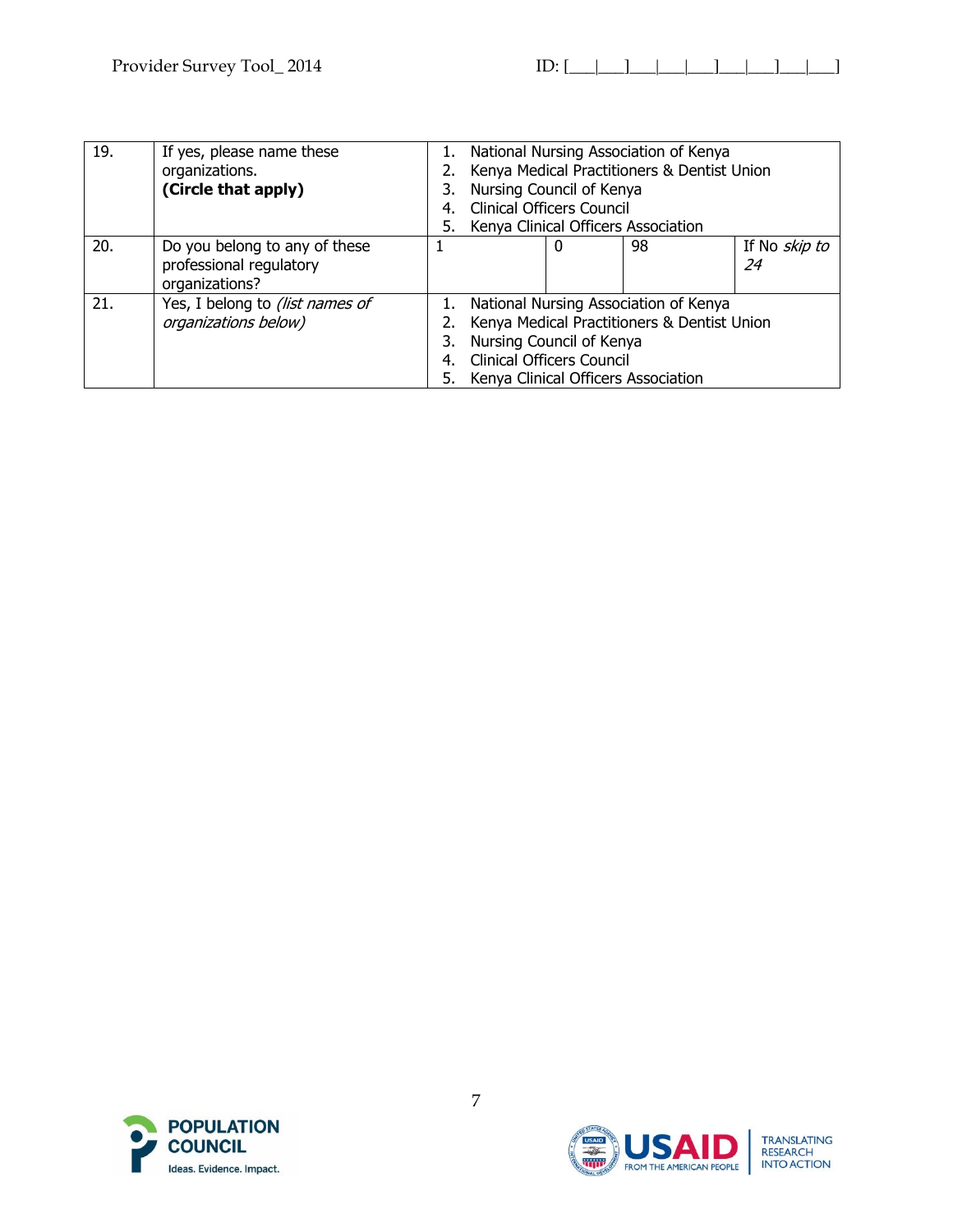| | | | | | |
|---|---|---|---|---|---|
| 19. | If yes, please name these organizations.<br>**(Circle that apply)** | 1. National Nursing Association of Kenya<br>2. Kenya Medical Practitioners & Dentist Union<br>3. Nursing Council of Kenya<br>4. Clinical Officers Council<br>5. Kenya Clinical Officers Association | | | |
| 20. | Do you belong to any of these professional regulatory organizations? | 1 | 0 | 98 | If No *skip to 24* |
| 21. | Yes, I belong to *(list names of organizations below)* | 1. National Nursing Association of Kenya<br>2. Kenya Medical Practitioners & Dentist Union<br>3. Nursing Council of Kenya<br>4. Clinical Officers Council<br>5. Kenya Clinical Officers Association | | | |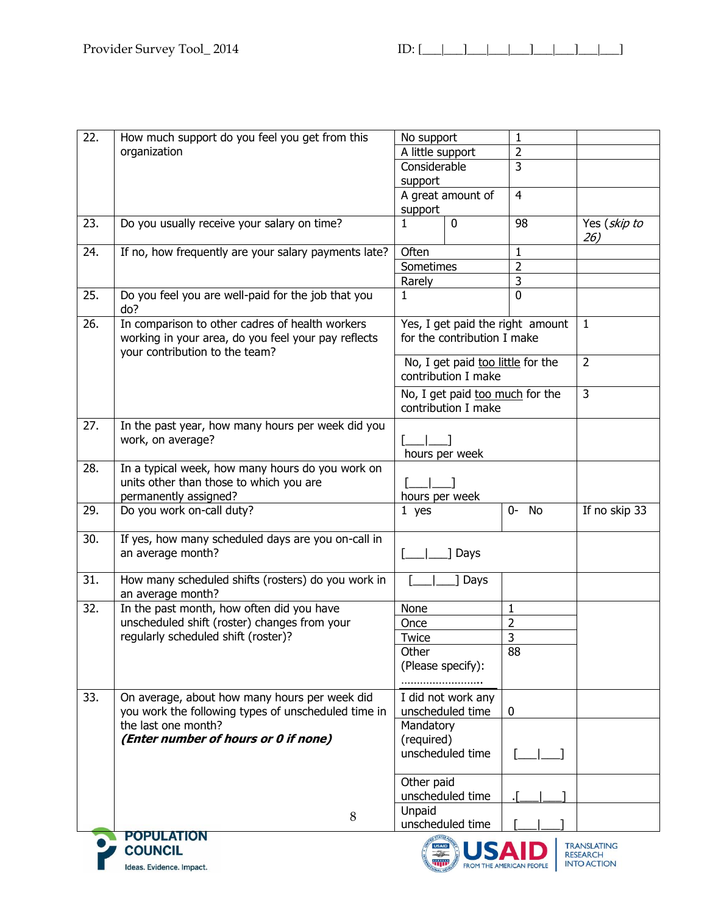| | | | | |
|---|---|---|---|---|
| 22. | How much support do you feel you get from this organization | No support | 1 | |
| | | A little support | 2 | |
| | | Considerable support | 3 | |
| | | A great amount of support | 4 | |
| 23. | Do you usually receive your salary on time? | 1 &#124; 0 | 98 | Yes (*skip to 26)* |
| 24. | If no, how frequently are your salary payments late? | Often | 1 | |
| | | Sometimes | 2 | |
| | | Rarely | 3 | |
| 25. | Do you feel you are well-paid for the job that you do? | 1 | 0 | |
| 26. | In comparison to other cadres of health workers working in your area, do you feel your pay reflects your contribution to the team? | Yes, I get paid the right amount for the contribution I make | | 1 |
| | | No, I get paid too little for the contribution I make | | 2 |
| | | No, I get paid too much for the contribution I make | | 3 |
| 27. | In the past year, how many hours per week did you work, on average? | [___&#124;___] hours per week | | |
| 28. | In a typical week, how many hours do you work on units other than those to which you are permanently assigned? | [___&#124;___] hours per week | | |
| 29. | Do you work on-call duty? | 1 yes | 0- No | If no skip 33 |
| 30. | If yes, how many scheduled days are you on-call in an average month? | [___&#124;___] Days | | |
| 31. | How many scheduled shifts (rosters) do you work in an average month? | [___&#124;___] Days | | |
| 32. | In the past month, how often did you have unscheduled shift (roster) changes from your regularly scheduled shift (roster)? | None | 1 | |
| | | Once | 2 | |
| | | Twice | 3 | |
| | | Other (Please specify): …………………… | 88 | |
| 33. | On average, about how many hours per week did you work the following types of unscheduled time in the last one month? ***(Enter number of hours or 0 if none)*** | I did not work any unscheduled time | 0 | |
| | | Mandatory (required) unscheduled time | [___&#124;___] | |
| | | Other paid unscheduled time | .[___&#124;___] | |
| | | Unpaid unscheduled time | [___&#124;___] | |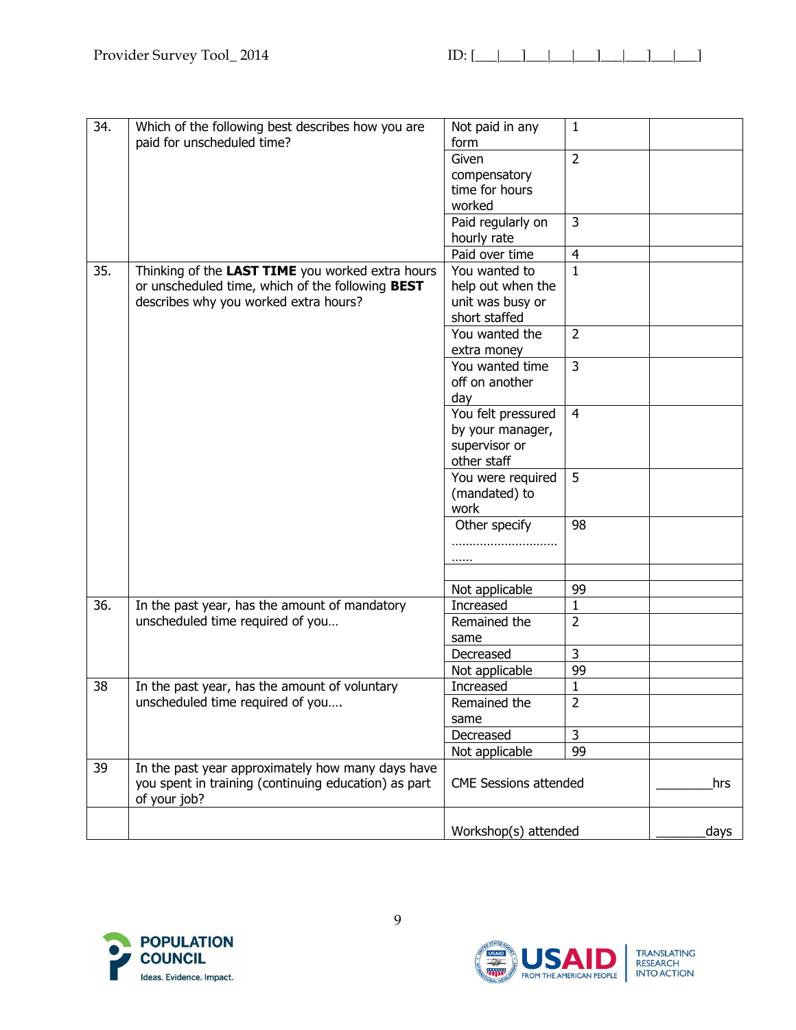| | | | | |
|---|---|---|---|---|
| 34. | Which of the following best describes how you are paid for unscheduled time? | Not paid in any form | 1 | |
| | | Given compensatory time for hours worked | 2 | |
| | | Paid regularly on hourly rate | 3 | |
| | | Paid over time | 4 | |
| 35. | Thinking of the **LAST TIME** you worked extra hours or unscheduled time, which of the following **BEST** describes why you worked extra hours? | You wanted to help out when the unit was busy or short staffed | 1 | |
| | | You wanted the extra money | 2 | |
| | | You wanted time off on another day | 3 | |
| | | You felt pressured by your manager, supervisor or other staff | 4 | |
| | | You were required (mandated) to work | 5 | |
| | | Other specify ………………………………… | 98 | |
| | | | | |
| | | Not applicable | 99 | |
| 36. | In the past year, has the amount of mandatory unscheduled time required of you… | Increased | 1 | |
| | | Remained the same | 2 | |
| | | Decreased | 3 | |
| | | Not applicable | 99 | |
| 38 | In the past year, has the amount of voluntary unscheduled time required of you…. | Increased | 1 | |
| | | Remained the same | 2 | |
| | | Decreased | 3 | |
| | | Not applicable | 99 | |
| 39 | In the past year approximately how many days have you spent in training (continuing education) as part of your job? | CME Sessions attended | | ________hrs |
| | | Workshop(s) attended | | _______days |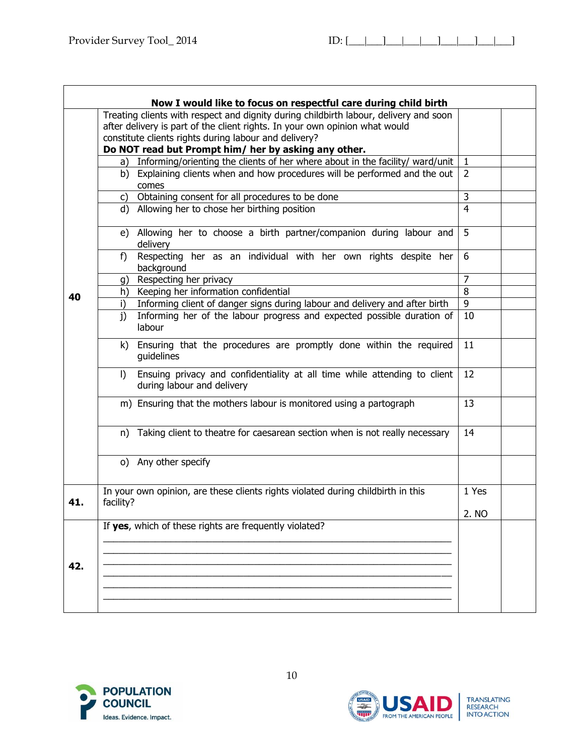| | Now I would like to focus on respectful care during child birth | | |
|---|---|---|---|
| 40 | Treating clients with respect and dignity during childbirth labour, delivery and soon after delivery is part of the client rights. In your own opinion what would constitute clients rights during labour and delivery? **Do NOT read but Prompt him/ her by asking any other.** | | |
| | a) Informing/orienting the clients of her where about in the facility/ ward/unit | 1 | |
| | b) Explaining clients when and how procedures will be performed and the out comes | 2 | |
| | c) Obtaining consent for all procedures to be done | 3 | |
| | d) Allowing her to chose her birthing position | 4 | |
| | e) Allowing her to choose a birth partner/companion during labour and delivery | 5 | |
| | f) Respecting her as an individual with her own rights despite her background | 6 | |
| | g) Respecting her privacy | 7 | |
| | h) Keeping her information confidential | 8 | |
| | i) Informing client of danger signs during labour and delivery and after birth | 9 | |
| | j) Informing her of the labour progress and expected possible duration of labour | 10 | |
| | k) Ensuring that the procedures are promptly done within the required guidelines | 11 | |
| | l) Ensuing privacy and confidentiality at all time while attending to client during labour and delivery | 12 | |
| | m) Ensuring that the mothers labour is monitored using a partograph | 13 | |
| | n) Taking client to theatre for caesarean section when is not really necessary | 14 | |
| | o) Any other specify | | |
| 41. | In your own opinion, are these clients rights violated during childbirth in this facility? | 1 Yes<br>2. NO | |
| 42. | If **yes**, which of these rights are frequently violated?<br>____________________<br>____________________<br>____________________<br>____________________<br>____________________<br>____________________ | | |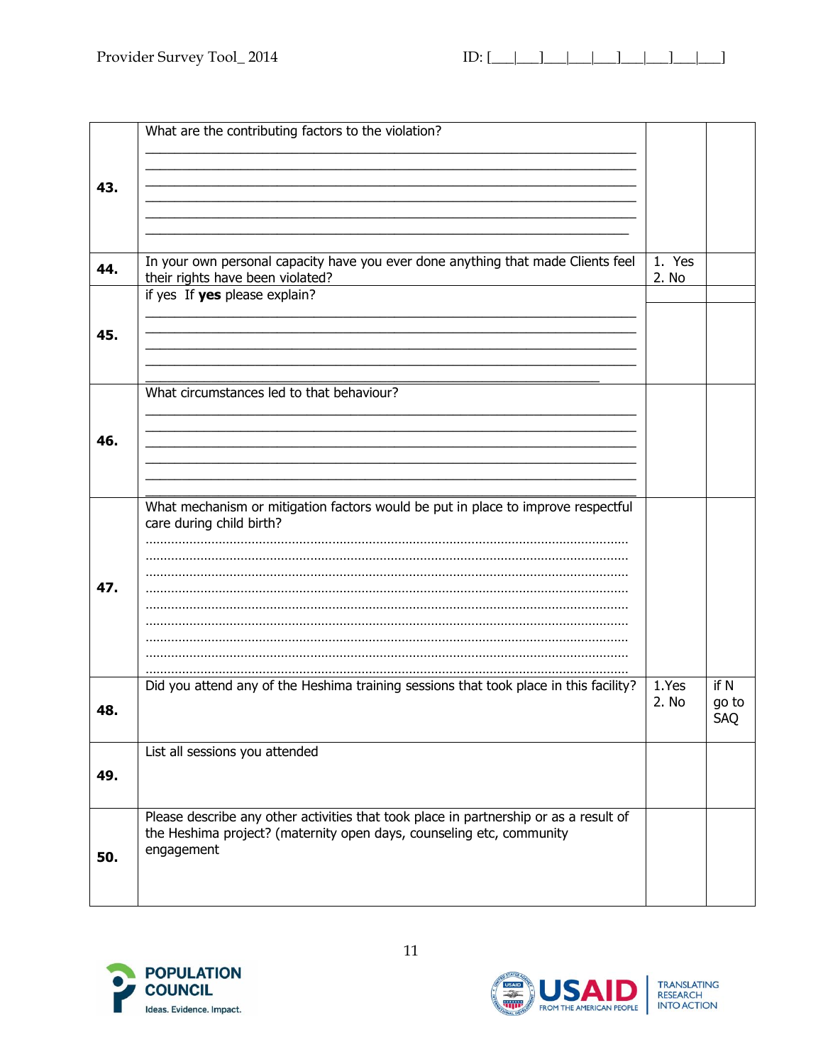| | | | |
|---|---|---|---|
| **43.** | What are the contributing factors to the violation?<br>\_\_\_\_\_\_\_\_\_\_\_\_\_\_\_\_\_\_\_\_\_\_\_\_\_\_\_\_\_\_\_\_\_\_\_\_\_\_\_\_\_\_\_\_\_\_\_\_\_\_\_\_\_\_\_\_\_\_\_\_<br>\_\_\_\_\_\_\_\_\_\_\_\_\_\_\_\_\_\_\_\_\_\_\_\_\_\_\_\_\_\_\_\_\_\_\_\_\_\_\_\_\_\_\_\_\_\_\_\_\_\_\_\_\_\_\_\_\_\_\_\_<br>\_\_\_\_\_\_\_\_\_\_\_\_\_\_\_\_\_\_\_\_\_\_\_\_\_\_\_\_\_\_\_\_\_\_\_\_\_\_\_\_\_\_\_\_\_\_\_\_\_\_\_\_\_\_\_\_\_\_\_\_<br>\_\_\_\_\_\_\_\_\_\_\_\_\_\_\_\_\_\_\_\_\_\_\_\_\_\_\_\_\_\_\_\_\_\_\_\_\_\_\_\_\_\_\_\_\_\_\_\_\_\_\_\_\_\_\_\_\_\_\_\_<br>\_\_\_\_\_\_\_\_\_\_\_\_\_\_\_\_\_\_\_\_\_\_\_\_\_\_\_\_\_\_\_\_\_\_\_\_\_\_\_\_\_\_\_\_\_\_\_\_\_\_\_\_\_\_\_\_\_\_\_\_<br>\_\_\_\_\_\_\_\_\_\_\_\_\_\_\_\_\_\_\_\_\_\_\_\_\_\_\_\_\_\_\_\_\_\_\_\_\_\_\_\_\_\_\_\_\_\_\_\_\_\_\_\_\_\_\_\_\_\_\_\_ | | |
| **44.** | In your own personal capacity have you ever done anything that made Clients feel their rights have been violated? | 1. Yes<br>2. No | |
| **45.** | if yes If **yes** please explain?<br>\_\_\_\_\_\_\_\_\_\_\_\_\_\_\_\_\_\_\_\_\_\_\_\_\_\_\_\_\_\_\_\_\_\_\_\_\_\_\_\_\_\_\_\_\_\_\_\_\_\_\_\_\_\_\_\_\_\_\_\_<br>\_\_\_\_\_\_\_\_\_\_\_\_\_\_\_\_\_\_\_\_\_\_\_\_\_\_\_\_\_\_\_\_\_\_\_\_\_\_\_\_\_\_\_\_\_\_\_\_\_\_\_\_\_\_\_\_\_\_\_\_<br>\_\_\_\_\_\_\_\_\_\_\_\_\_\_\_\_\_\_\_\_\_\_\_\_\_\_\_\_\_\_\_\_\_\_\_\_\_\_\_\_\_\_\_\_\_\_\_\_\_\_\_\_\_\_\_\_\_\_\_\_<br>\_\_\_\_\_\_\_\_\_\_\_\_\_\_\_\_\_\_\_\_\_\_\_\_\_\_\_\_\_\_\_\_\_\_\_\_\_\_\_\_\_\_\_\_\_\_\_\_\_\_\_\_\_\_\_\_\_\_\_\_<br>\_\_\_\_\_\_\_\_\_\_\_\_\_\_\_\_\_\_\_\_\_\_\_\_\_\_\_\_\_\_\_\_\_\_\_\_\_\_\_\_\_\_\_\_\_\_\_\_\_\_\_\_\_\_\_\_\_\_\_\_ | | |
| **46.** | What circumstances led to that behaviour?<br>\_\_\_\_\_\_\_\_\_\_\_\_\_\_\_\_\_\_\_\_\_\_\_\_\_\_\_\_\_\_\_\_\_\_\_\_\_\_\_\_\_\_\_\_\_\_\_\_\_\_\_\_\_\_\_\_\_\_\_\_<br>\_\_\_\_\_\_\_\_\_\_\_\_\_\_\_\_\_\_\_\_\_\_\_\_\_\_\_\_\_\_\_\_\_\_\_\_\_\_\_\_\_\_\_\_\_\_\_\_\_\_\_\_\_\_\_\_\_\_\_\_<br>\_\_\_\_\_\_\_\_\_\_\_\_\_\_\_\_\_\_\_\_\_\_\_\_\_\_\_\_\_\_\_\_\_\_\_\_\_\_\_\_\_\_\_\_\_\_\_\_\_\_\_\_\_\_\_\_\_\_\_\_<br>\_\_\_\_\_\_\_\_\_\_\_\_\_\_\_\_\_\_\_\_\_\_\_\_\_\_\_\_\_\_\_\_\_\_\_\_\_\_\_\_\_\_\_\_\_\_\_\_\_\_\_\_\_\_\_\_\_\_\_\_<br>\_\_\_\_\_\_\_\_\_\_\_\_\_\_\_\_\_\_\_\_\_\_\_\_\_\_\_\_\_\_\_\_\_\_\_\_\_\_\_\_\_\_\_\_\_\_\_\_\_\_\_\_\_\_\_\_\_\_\_\_<br>\_\_\_\_\_\_\_\_\_\_\_\_\_\_\_\_\_\_\_\_\_\_\_\_\_\_\_\_\_\_\_\_\_\_\_\_\_\_\_\_\_\_\_\_\_\_\_\_\_\_\_\_\_\_\_\_\_\_\_\_ | | |
| **47.** | What mechanism or mitigation factors would be put in place to improve respectful care during child birth?<br>……………………………………………………………………………………………<br>……………………………………………………………………………………………<br>……………………………………………………………………………………………<br>……………………………………………………………………………………………<br>……………………………………………………………………………………………<br>……………………………………………………………………………………………<br>……………………………………………………………………………………………<br>……………………………………………………………………………………………<br>…………………………………………………………………………………………… | | |
| **48.** | Did you attend any of the Heshima training sessions that took place in this facility? | 1.Yes<br>2. No | if N go to SAQ |
| **49.** | List all sessions you attended | | |
| **50.** | Please describe any other activities that took place in partnership or as a result of the Heshima project? (maternity open days, counseling etc, community engagement | | |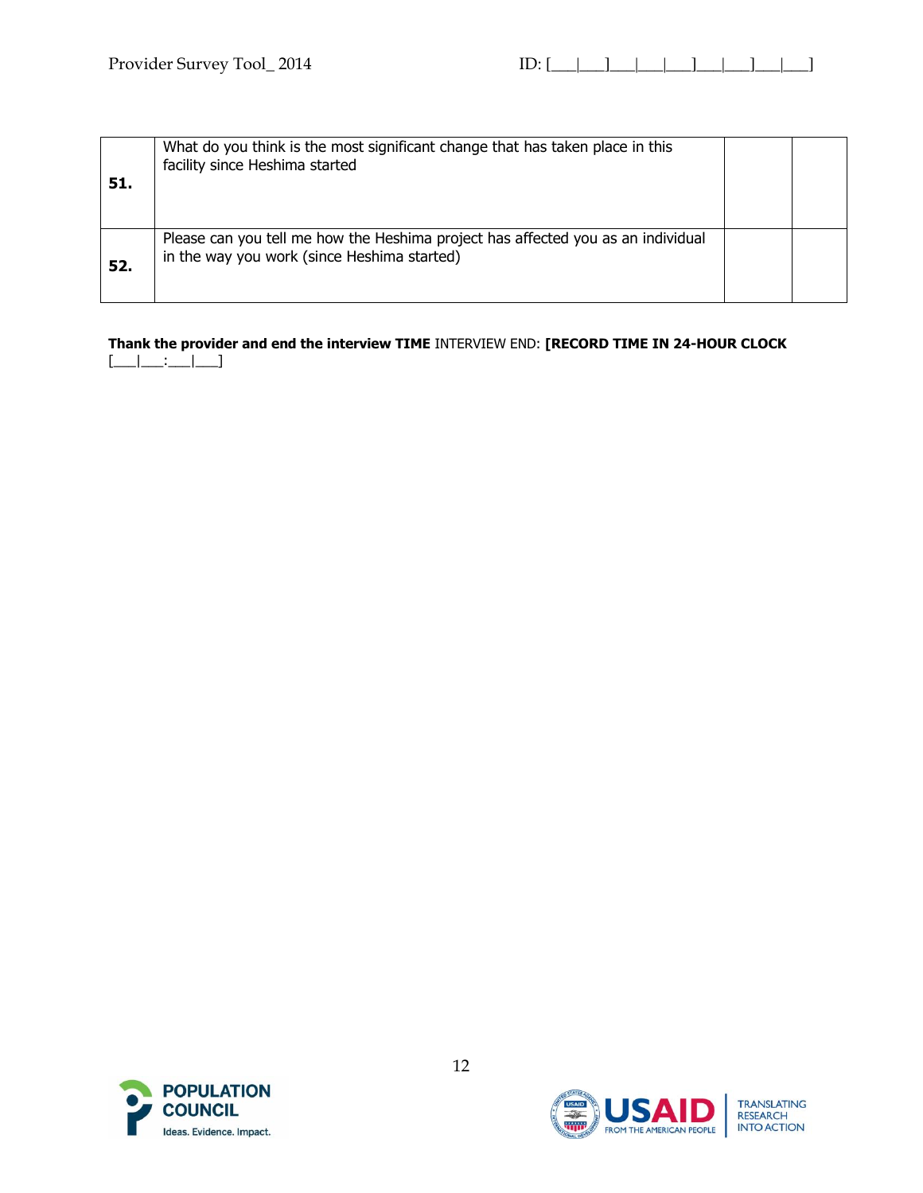| | | | |
|---|---|---|---|
| **51.** | What do you think is the most significant change that has taken place in this facility since Heshima started | | |
| **52.** | Please can you tell me how the Heshima project has affected you as an individual in the way you work (since Heshima started) | | |

**Thank the provider and end the interview TIME** INTERVIEW END: **[RECORD TIME IN 24-HOUR CLOCK** [___|___:___|___]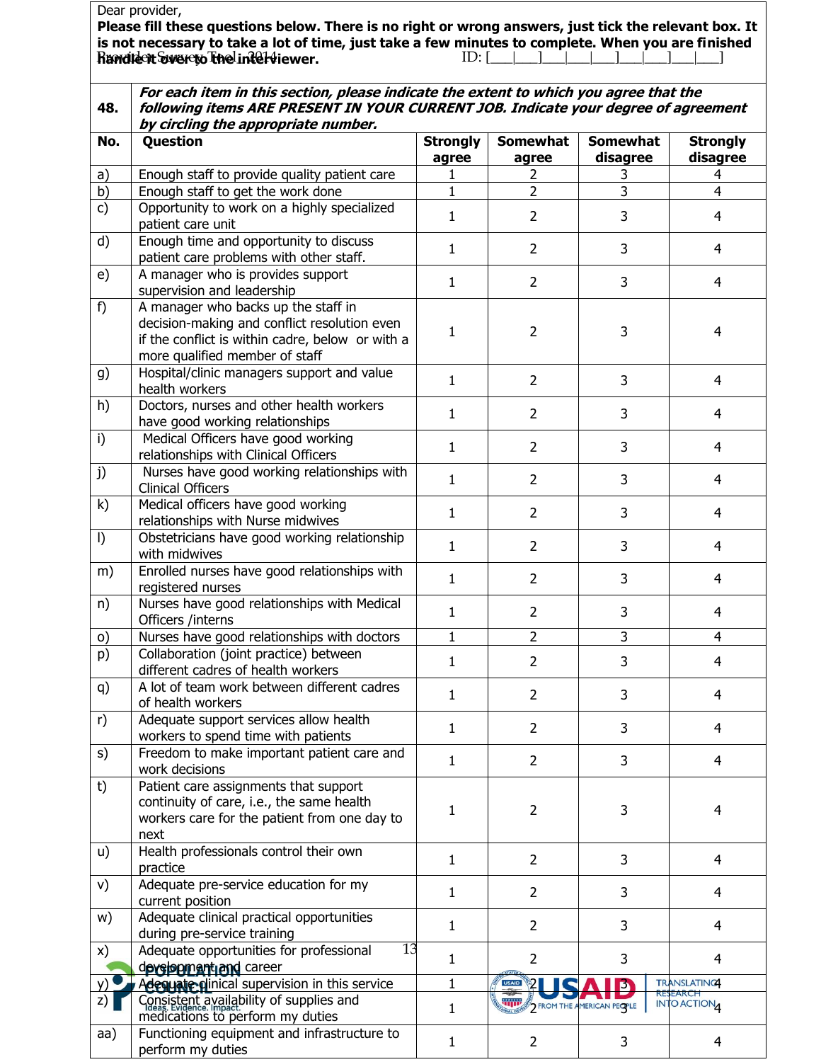Dear provider,

**Please fill these questions below. There is no right or wrong answers, just tick the relevant box. It is not necessary to take a lot of time, just take a few minutes to complete. When you are finished handle it over to the interviewer.**

ID: [___|___|___|___|___|___|___|___|___|___]

| 48. | *For each item in this section, please indicate the extent to which you agree that the following items ARE PRESENT IN YOUR CURRENT JOB. Indicate your degree of agreement by circling the appropriate number.* | | | | |
|---|---|---|---|---|---|
| **No.** | **Question** | **Strongly agree** | **Somewhat agree** | **Somewhat disagree** | **Strongly disagree** |
| a) | Enough staff to provide quality patient care | 1 | 2 | 3 | 4 |
| b) | Enough staff to get the work done | 1 | 2 | 3 | 4 |
| c) | Opportunity to work on a highly specialized patient care unit | 1 | 2 | 3 | 4 |
| d) | Enough time and opportunity to discuss patient care problems with other staff. | 1 | 2 | 3 | 4 |
| e) | A manager who is provides support supervision and leadership | 1 | 2 | 3 | 4 |
| f) | A manager who backs up the staff in decision-making and conflict resolution even if the conflict is within cadre, below or with a more qualified member of staff | 1 | 2 | 3 | 4 |
| g) | Hospital/clinic managers support and value health workers | 1 | 2 | 3 | 4 |
| h) | Doctors, nurses and other health workers have good working relationships | 1 | 2 | 3 | 4 |
| i) | Medical Officers have good working relationships with Clinical Officers | 1 | 2 | 3 | 4 |
| j) | Nurses have good working relationships with Clinical Officers | 1 | 2 | 3 | 4 |
| k) | Medical officers have good working relationships with Nurse midwives | 1 | 2 | 3 | 4 |
| l) | Obstetricians have good working relationship with midwives | 1 | 2 | 3 | 4 |
| m) | Enrolled nurses have good relationships with registered nurses | 1 | 2 | 3 | 4 |
| n) | Nurses have good relationships with Medical Officers /interns | 1 | 2 | 3 | 4 |
| o) | Nurses have good relationships with doctors | 1 | 2 | 3 | 4 |
| p) | Collaboration (joint practice) between different cadres of health workers | 1 | 2 | 3 | 4 |
| q) | A lot of team work between different cadres of health workers | 1 | 2 | 3 | 4 |
| r) | Adequate support services allow health workers to spend time with patients | 1 | 2 | 3 | 4 |
| s) | Freedom to make important patient care and work decisions | 1 | 2 | 3 | 4 |
| t) | Patient care assignments that support continuity of care, i.e., the same health workers care for the patient from one day to next | 1 | 2 | 3 | 4 |
| u) | Health professionals control their own practice | 1 | 2 | 3 | 4 |
| v) | Adequate pre-service education for my current position | 1 | 2 | 3 | 4 |
| w) | Adequate clinical practical opportunities during pre-service training | 1 | 2 | 3 | 4 |
| x) | Adequate opportunities for professional development and career | 1 | 2 | 3 | 4 |
| y) | Adequate clinical supervision in this service | 1 | 2 | 3 | 4 |
| z) | Consistent availability of supplies and medications to perform my duties | 1 | 2 | 3 | 4 |
| aa) | Functioning equipment and infrastructure to perform my duties | 1 | 2 | 3 | 4 |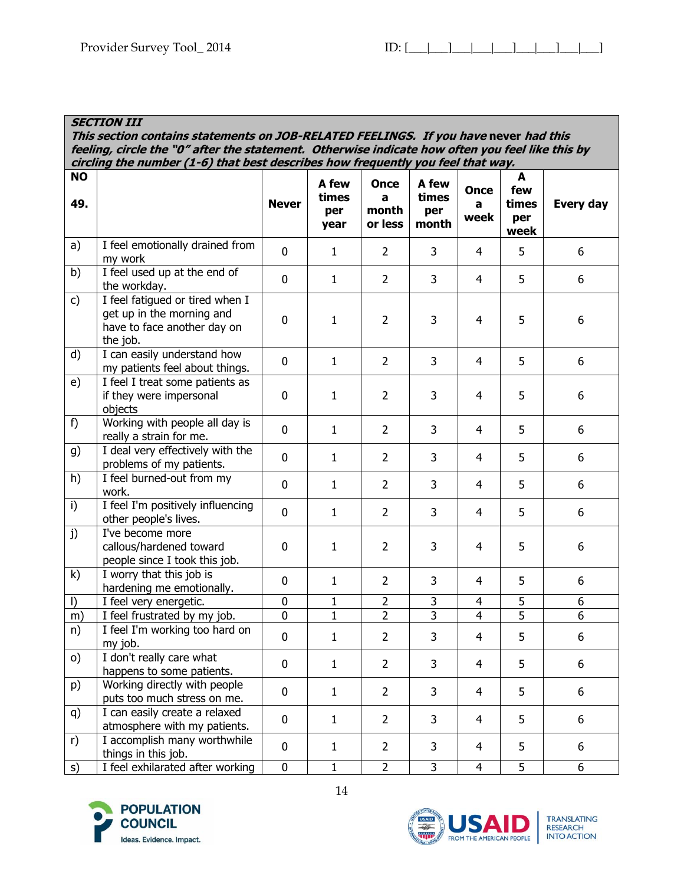**SECTION III**

***This section contains statements on JOB-RELATED FEELINGS. If you have* never *had this feeling, circle the "0" after the statement. Otherwise indicate how often you feel like this by circling the number (1-6) that best describes how frequently you feel that way.***

| NO 49. | | Never | A few times per year | Once a month or less | A few times per month | Once a week | A few times per week | Every day |
|---|---|---|---|---|---|---|---|---|
| a) | I feel emotionally drained from my work | 0 | 1 | 2 | 3 | 4 | 5 | 6 |
| b) | I feel used up at the end of the workday. | 0 | 1 | 2 | 3 | 4 | 5 | 6 |
| c) | I feel fatigued or tired when I get up in the morning and have to face another day on the job. | 0 | 1 | 2 | 3 | 4 | 5 | 6 |
| d) | I can easily understand how my patients feel about things. | 0 | 1 | 2 | 3 | 4 | 5 | 6 |
| e) | I feel I treat some patients as if they were impersonal objects | 0 | 1 | 2 | 3 | 4 | 5 | 6 |
| f) | Working with people all day is really a strain for me. | 0 | 1 | 2 | 3 | 4 | 5 | 6 |
| g) | I deal very effectively with the problems of my patients. | 0 | 1 | 2 | 3 | 4 | 5 | 6 |
| h) | I feel burned-out from my work. | 0 | 1 | 2 | 3 | 4 | 5 | 6 |
| i) | I feel I'm positively influencing other people's lives. | 0 | 1 | 2 | 3 | 4 | 5 | 6 |
| j) | I've become more callous/hardened toward people since I took this job. | 0 | 1 | 2 | 3 | 4 | 5 | 6 |
| k) | I worry that this job is hardening me emotionally. | 0 | 1 | 2 | 3 | 4 | 5 | 6 |
| l) | I feel very energetic. | 0 | 1 | 2 | 3 | 4 | 5 | 6 |
| m) | I feel frustrated by my job. | 0 | 1 | 2 | 3 | 4 | 5 | 6 |
| n) | I feel I'm working too hard on my job. | 0 | 1 | 2 | 3 | 4 | 5 | 6 |
| o) | I don't really care what happens to some patients. | 0 | 1 | 2 | 3 | 4 | 5 | 6 |
| p) | Working directly with people puts too much stress on me. | 0 | 1 | 2 | 3 | 4 | 5 | 6 |
| q) | I can easily create a relaxed atmosphere with my patients. | 0 | 1 | 2 | 3 | 4 | 5 | 6 |
| r) | I accomplish many worthwhile things in this job. | 0 | 1 | 2 | 3 | 4 | 5 | 6 |
| s) | I feel exhilarated after working | 0 | 1 | 2 | 3 | 4 | 5 | 6 |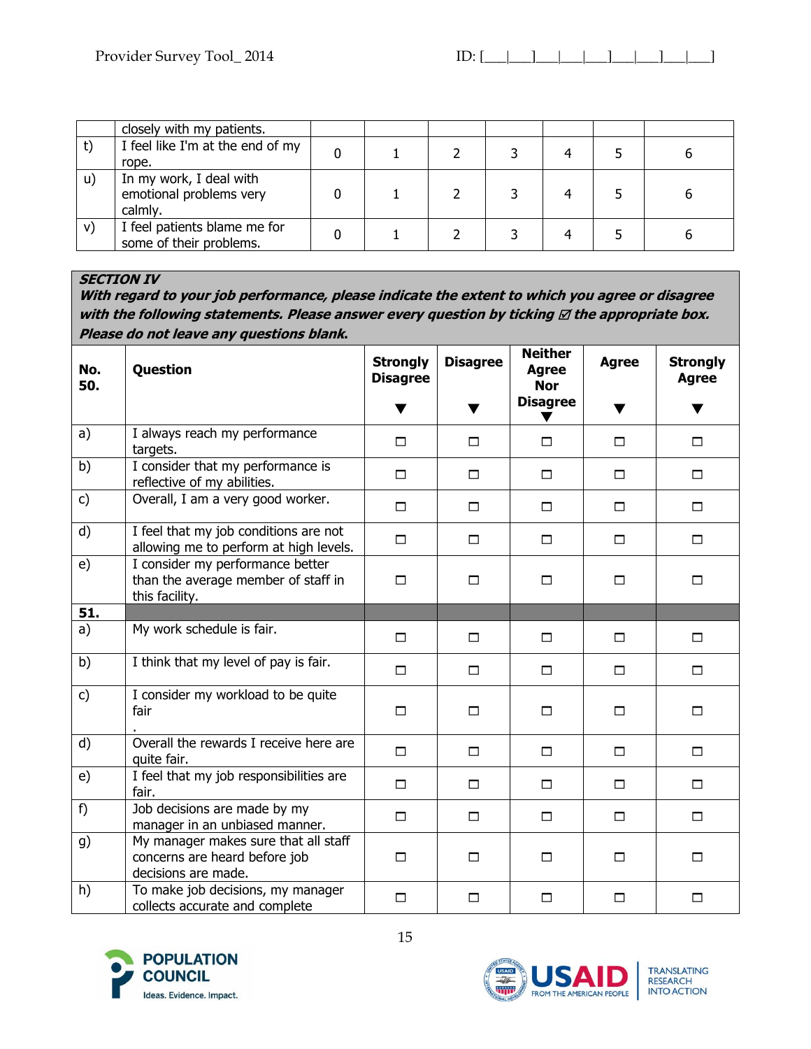| | closely with my patients. | | | | | | | |
|---|---|---|---|---|---|---|---|---|
| t) | I feel like I'm at the end of my rope. | 0 | 1 | 2 | 3 | 4 | 5 | 6 |
| u) | In my work, I deal with emotional problems very calmly. | 0 | 1 | 2 | 3 | 4 | 5 | 6 |
| v) | I feel patients blame me for some of their problems. | 0 | 1 | 2 | 3 | 4 | 5 | 6 |

**_SECTION IV_**
**_With regard to your job performance, please indicate the extent to which you agree or disagree with the following statements. Please answer every question by ticking ☑ the appropriate box. Please do not leave any questions blank._**

| No. 50. | Question | Strongly Disagree ▼ | Disagree ▼ | Neither Agree Nor Disagree ▼ | Agree ▼ | Strongly Agree ▼ |
|---|---|---|---|---|---|---|
| a) | I always reach my performance targets. | ☐ | ☐ | ☐ | ☐ | ☐ |
| b) | I consider that my performance is reflective of my abilities. | ☐ | ☐ | ☐ | ☐ | ☐ |
| c) | Overall, I am a very good worker. | ☐ | ☐ | ☐ | ☐ | ☐ |
| d) | I feel that my job conditions are not allowing me to perform at high levels. | ☐ | ☐ | ☐ | ☐ | ☐ |
| e) | I consider my performance better than the average member of staff in this facility. | ☐ | ☐ | ☐ | ☐ | ☐ |
| **51.** | | | | | | |
| a) | My work schedule is fair. | ☐ | ☐ | ☐ | ☐ | ☐ |
| b) | I think that my level of pay is fair. | ☐ | ☐ | ☐ | ☐ | ☐ |
| c) | I consider my workload to be quite fair . | ☐ | ☐ | ☐ | ☐ | ☐ |
| d) | Overall the rewards I receive here are quite fair. | ☐ | ☐ | ☐ | ☐ | ☐ |
| e) | I feel that my job responsibilities are fair. | ☐ | ☐ | ☐ | ☐ | ☐ |
| f) | Job decisions are made by my manager in an unbiased manner. | ☐ | ☐ | ☐ | ☐ | ☐ |
| g) | My manager makes sure that all staff concerns are heard before job decisions are made. | ☐ | ☐ | ☐ | ☐ | ☐ |
| h) | To make job decisions, my manager collects accurate and complete | ☐ | ☐ | ☐ | ☐ | ☐ |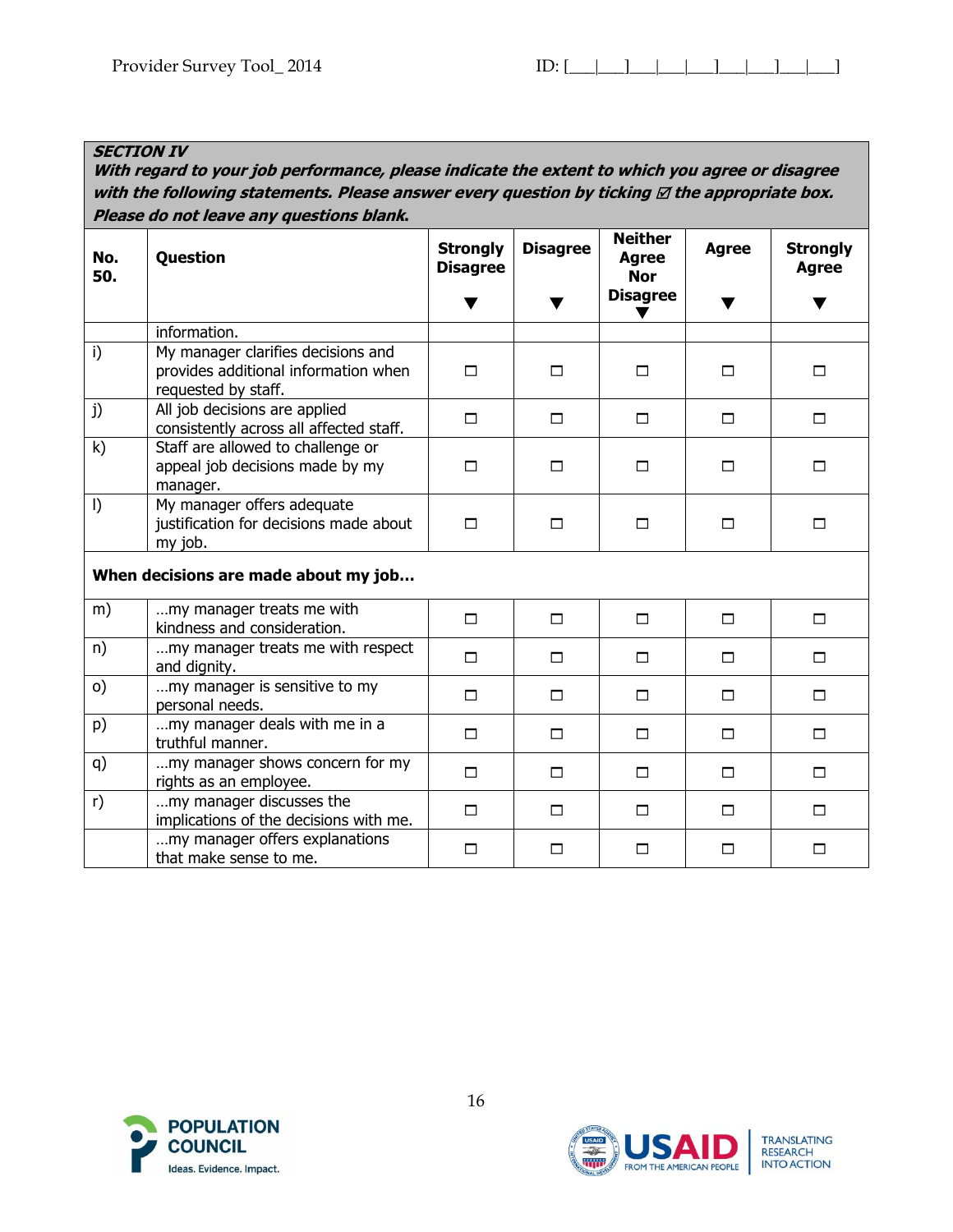| ***SECTION IV*** | | | | | | |
|---|---|---|---|---|---|---|
| ***With regard to your job performance, please indicate the extent to which you agree or disagree with the following statements. Please answer every question by ticking ☑ the appropriate box. Please do not leave any questions blank.*** | | | | | | |
| **No. 50.** | **Question** | **Strongly Disagree** ▼ | **Disagree** ▼ | **Neither Agree Nor Disagree** ▼ | **Agree** ▼ | **Strongly Agree** ▼ |
| | information. | | | | | |
| i) | My manager clarifies decisions and provides additional information when requested by staff. | ☐ | ☐ | ☐ | ☐ | ☐ |
| j) | All job decisions are applied consistently across all affected staff. | ☐ | ☐ | ☐ | ☐ | ☐ |
| k) | Staff are allowed to challenge or appeal job decisions made by my manager. | ☐ | ☐ | ☐ | ☐ | ☐ |
| l) | My manager offers adequate justification for decisions made about my job. | ☐ | ☐ | ☐ | ☐ | ☐ |
| **When decisions are made about my job…** | | | | | | |
| m) | …my manager treats me with kindness and consideration. | ☐ | ☐ | ☐ | ☐ | ☐ |
| n) | …my manager treats me with respect and dignity. | ☐ | ☐ | ☐ | ☐ | ☐ |
| o) | …my manager is sensitive to my personal needs. | ☐ | ☐ | ☐ | ☐ | ☐ |
| p) | …my manager deals with me in a truthful manner. | ☐ | ☐ | ☐ | ☐ | ☐ |
| q) | …my manager shows concern for my rights as an employee. | ☐ | ☐ | ☐ | ☐ | ☐ |
| r) | …my manager discusses the implications of the decisions with me. | ☐ | ☐ | ☐ | ☐ | ☐ |
| | …my manager offers explanations that make sense to me. | ☐ | ☐ | ☐ | ☐ | ☐ |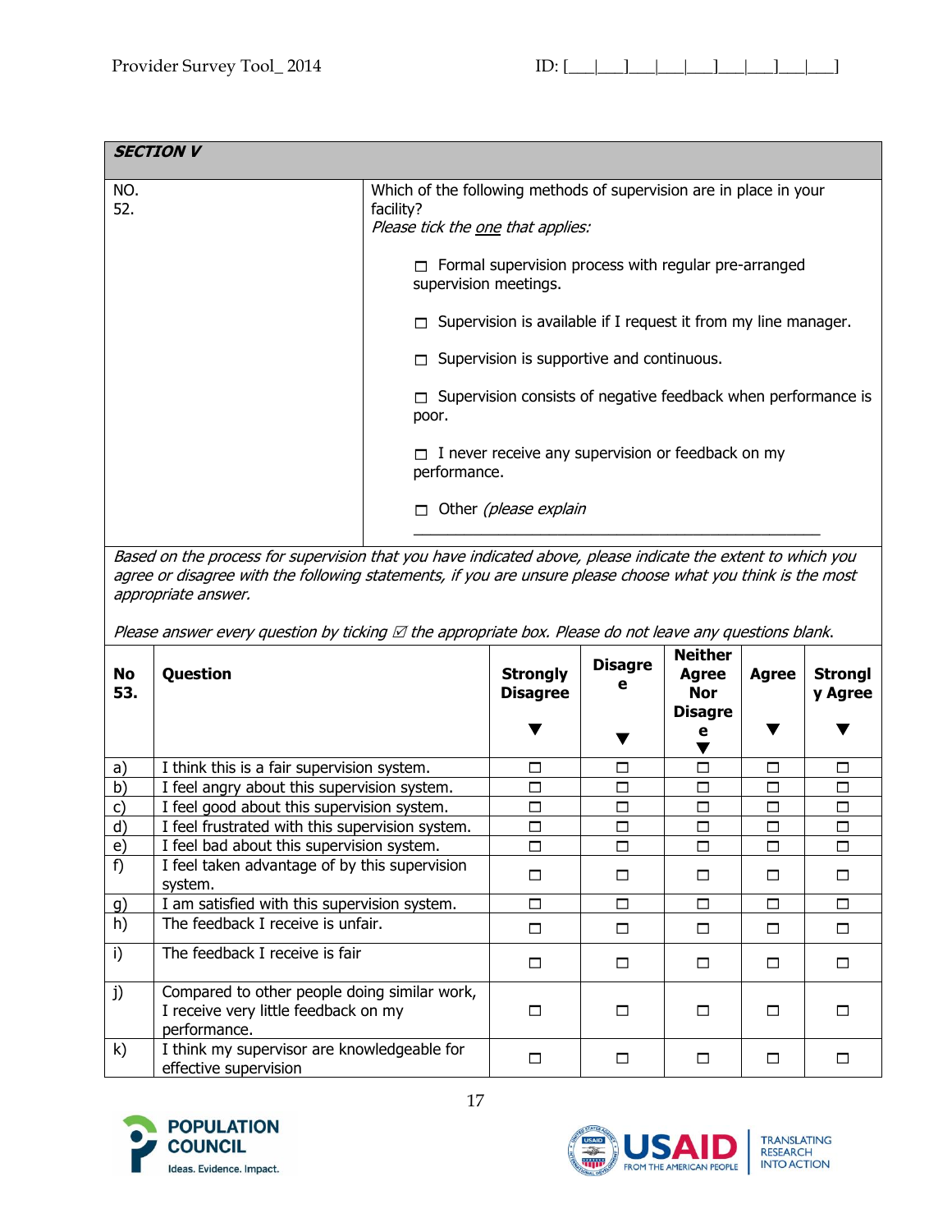## SECTION V

| NO. | |
|---|---|
| 52. | Which of the following methods of supervision are in place in your facility?<br>*Please tick the one that applies:*<br><br>☐ Formal supervision process with regular pre-arranged supervision meetings.<br><br>☐ Supervision is available if I request it from my line manager.<br><br>☐ Supervision is supportive and continuous.<br><br>☐ Supervision consists of negative feedback when performance is poor.<br><br>☐ I never receive any supervision or feedback on my performance.<br><br>☐ Other *(please explain*<br>\_\_\_\_\_\_\_\_\_\_\_\_\_\_\_\_\_\_\_\_\_\_\_\_\_\_\_\_\_\_\_\_\_\_\_\_\_\_\_\_\_\_\_\_\_\_\_\_ |

*Based on the process for supervision that you have indicated above, please indicate the extent to which you agree or disagree with the following statements, if you are unsure please choose what you think is the most appropriate answer.*

*Please answer every question by ticking ☑ the appropriate box. Please do not leave any questions blank.*

| No 53. | Question | Strongly Disagree ▼ | Disagree ▼ | Neither Agree Nor Disagree ▼ | Agree ▼ | Strongly Agree ▼ |
|---|---|---|---|---|---|---|
| a) | I think this is a fair supervision system. | ☐ | ☐ | ☐ | ☐ | ☐ |
| b) | I feel angry about this supervision system. | ☐ | ☐ | ☐ | ☐ | ☐ |
| c) | I feel good about this supervision system. | ☐ | ☐ | ☐ | ☐ | ☐ |
| d) | I feel frustrated with this supervision system. | ☐ | ☐ | ☐ | ☐ | ☐ |
| e) | I feel bad about this supervision system. | ☐ | ☐ | ☐ | ☐ | ☐ |
| f) | I feel taken advantage of by this supervision system. | ☐ | ☐ | ☐ | ☐ | ☐ |
| g) | I am satisfied with this supervision system. | ☐ | ☐ | ☐ | ☐ | ☐ |
| h) | The feedback I receive is unfair. | ☐ | ☐ | ☐ | ☐ | ☐ |
| i) | The feedback I receive is fair | ☐ | ☐ | ☐ | ☐ | ☐ |
| j) | Compared to other people doing similar work, I receive very little feedback on my performance. | ☐ | ☐ | ☐ | ☐ | ☐ |
| k) | I think my supervisor are knowledgeable for effective supervision | ☐ | ☐ | ☐ | ☐ | ☐ |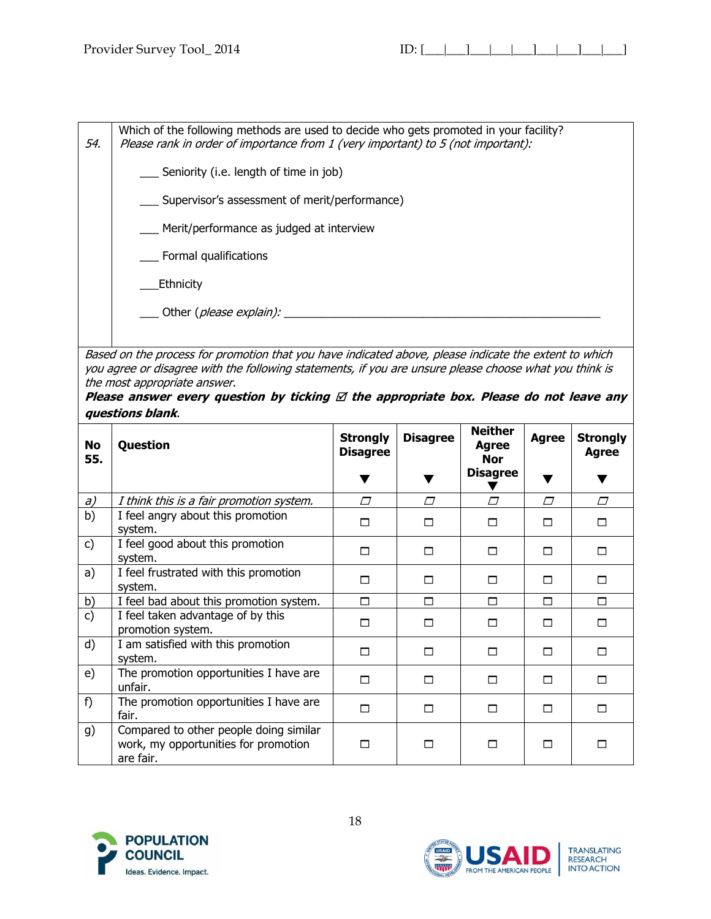| 54. | Which of the following methods are used to decide who gets promoted in your facility? *Please rank in order of importance from 1 (very important) to 5 (not important):* |
|---|---|
| | ___ Seniority (i.e. length of time in job) |
| | ___ Supervisor's assessment of merit/performance) |
| | ___ Merit/performance as judged at interview |
| | ___ Formal qualifications |
| | ___Ethnicity |
| | ___ Other (*please explain*): ___________________________________________________ |

*Based on the process for promotion that you have indicated above, please indicate the extent to which you agree or disagree with the following statements, if you are unsure please choose what you think is the most appropriate answer.*

***Please answer every question by ticking ☑ the appropriate box. Please do not leave any questions blank.***

| No 55. | Question | Strongly Disagree ▼ | Disagree ▼ | Neither Agree Nor Disagree ▼ | Agree ▼ | Strongly Agree ▼ |
|---|---|---|---|---|---|---|
| *a)* | *I think this is a fair promotion system.* | ☐ | ☐ | ☐ | ☐ | ☐ |
| b) | I feel angry about this promotion system. | ☐ | ☐ | ☐ | ☐ | ☐ |
| c) | I feel good about this promotion system. | ☐ | ☐ | ☐ | ☐ | ☐ |
| a) | I feel frustrated with this promotion system. | ☐ | ☐ | ☐ | ☐ | ☐ |
| b) | I feel bad about this promotion system. | ☐ | ☐ | ☐ | ☐ | ☐ |
| c) | I feel taken advantage of by this promotion system. | ☐ | ☐ | ☐ | ☐ | ☐ |
| d) | I am satisfied with this promotion system. | ☐ | ☐ | ☐ | ☐ | ☐ |
| e) | The promotion opportunities I have are unfair. | ☐ | ☐ | ☐ | ☐ | ☐ |
| f) | The promotion opportunities I have are fair. | ☐ | ☐ | ☐ | ☐ | ☐ |
| g) | Compared to other people doing similar work, my opportunities for promotion are fair. | ☐ | ☐ | ☐ | ☐ | ☐ |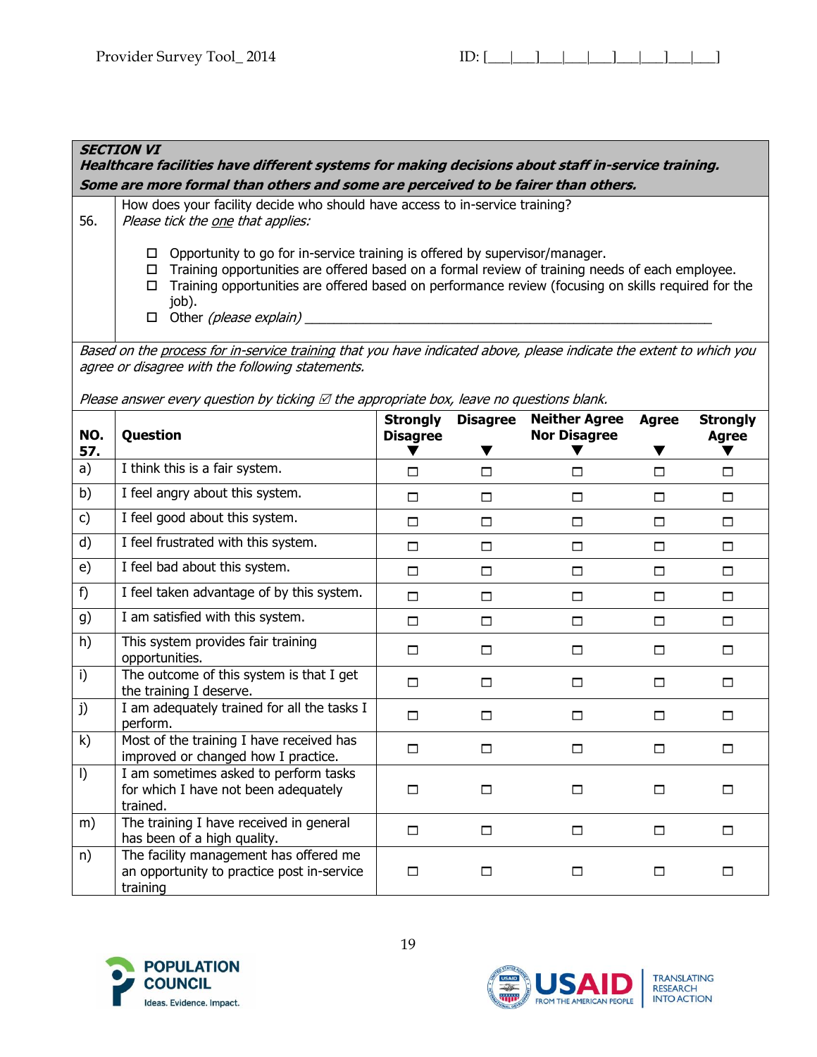***SECTION VI***
***Healthcare facilities have different systems for making decisions about staff in-service training. Some are more formal than others and some are perceived to be fairer than others.***

**56.** How does your facility decide who should have access to in-service training?
*Please tick the one that applies:*

- ☐ Opportunity to go for in-service training is offered by supervisor/manager.
- ☐ Training opportunities are offered based on a formal review of training needs of each employee.
- ☐ Training opportunities are offered based on performance review (focusing on skills required for the job).
- ☐ Other *(please explain)* ___________________________________________

*Based on the process for in-service training that you have indicated above, please indicate the extent to which you agree or disagree with the following statements.*

*Please answer every question by ticking ☑ the appropriate box, leave no questions blank.*

| NO. 57. | Question | Strongly Disagree ▼ | Disagree ▼ | Neither Agree Nor Disagree ▼ | Agree ▼ | Strongly Agree ▼ |
|---|---|---|---|---|---|---|
| a) | I think this is a fair system. | ☐ | ☐ | ☐ | ☐ | ☐ |
| b) | I feel angry about this system. | ☐ | ☐ | ☐ | ☐ | ☐ |
| c) | I feel good about this system. | ☐ | ☐ | ☐ | ☐ | ☐ |
| d) | I feel frustrated with this system. | ☐ | ☐ | ☐ | ☐ | ☐ |
| e) | I feel bad about this system. | ☐ | ☐ | ☐ | ☐ | ☐ |
| f) | I feel taken advantage of by this system. | ☐ | ☐ | ☐ | ☐ | ☐ |
| g) | I am satisfied with this system. | ☐ | ☐ | ☐ | ☐ | ☐ |
| h) | This system provides fair training opportunities. | ☐ | ☐ | ☐ | ☐ | ☐ |
| i) | The outcome of this system is that I get the training I deserve. | ☐ | ☐ | ☐ | ☐ | ☐ |
| j) | I am adequately trained for all the tasks I perform. | ☐ | ☐ | ☐ | ☐ | ☐ |
| k) | Most of the training I have received has improved or changed how I practice. | ☐ | ☐ | ☐ | ☐ | ☐ |
| l) | I am sometimes asked to perform tasks for which I have not been adequately trained. | ☐ | ☐ | ☐ | ☐ | ☐ |
| m) | The training I have received in general has been of a high quality. | ☐ | ☐ | ☐ | ☐ | ☐ |
| n) | The facility management has offered me an opportunity to practice post in-service training | ☐ | ☐ | ☐ | ☐ | ☐ |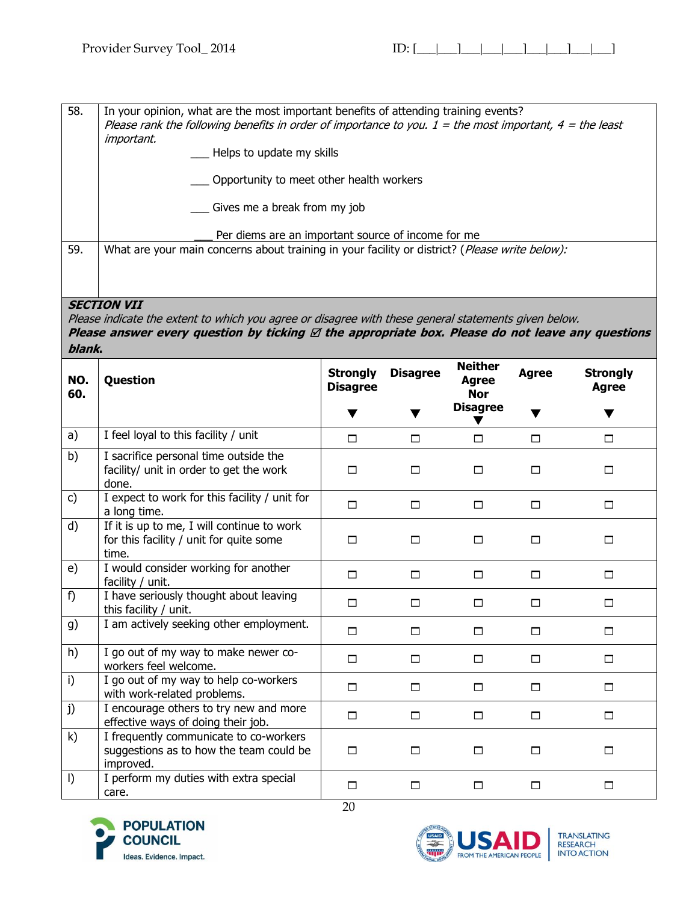| 58. | In your opinion, what are the most important benefits of attending training events?<br>*Please rank the following benefits in order of importance to you. 1 = the most important, 4 = the least important.*<br>___ Helps to update my skills<br>___ Opportunity to meet other health workers<br>___ Gives me a break from my job<br>___ Per diems are an important source of income for me |
|---|---|
| 59. | What are your main concerns about training in your facility or district? (*Please write below):* |

***SECTION VII***

*Please indicate the extent to which you agree or disagree with these general statements given below.*

***Please answer every question by ticking ☑ the appropriate box. Please do not leave any questions blank.***

| NO. 60. | Question | Strongly Disagree ▼ | Disagree ▼ | Neither Agree Nor Disagree ▼ | Agree ▼ | Strongly Agree ▼ |
|---|---|---|---|---|---|---|
| a) | I feel loyal to this facility / unit | ☐ | ☐ | ☐ | ☐ | ☐ |
| b) | I sacrifice personal time outside the facility/ unit in order to get the work done. | ☐ | ☐ | ☐ | ☐ | ☐ |
| c) | I expect to work for this facility / unit for a long time. | ☐ | ☐ | ☐ | ☐ | ☐ |
| d) | If it is up to me, I will continue to work for this facility / unit for quite some time. | ☐ | ☐ | ☐ | ☐ | ☐ |
| e) | I would consider working for another facility / unit. | ☐ | ☐ | ☐ | ☐ | ☐ |
| f) | I have seriously thought about leaving this facility / unit. | ☐ | ☐ | ☐ | ☐ | ☐ |
| g) | I am actively seeking other employment. | ☐ | ☐ | ☐ | ☐ | ☐ |
| h) | I go out of my way to make newer co-workers feel welcome. | ☐ | ☐ | ☐ | ☐ | ☐ |
| i) | I go out of my way to help co-workers with work-related problems. | ☐ | ☐ | ☐ | ☐ | ☐ |
| j) | I encourage others to try new and more effective ways of doing their job. | ☐ | ☐ | ☐ | ☐ | ☐ |
| k) | I frequently communicate to co-workers suggestions as to how the team could be improved. | ☐ | ☐ | ☐ | ☐ | ☐ |
| l) | I perform my duties with extra special care. | ☐ | ☐ | ☐ | ☐ | ☐ |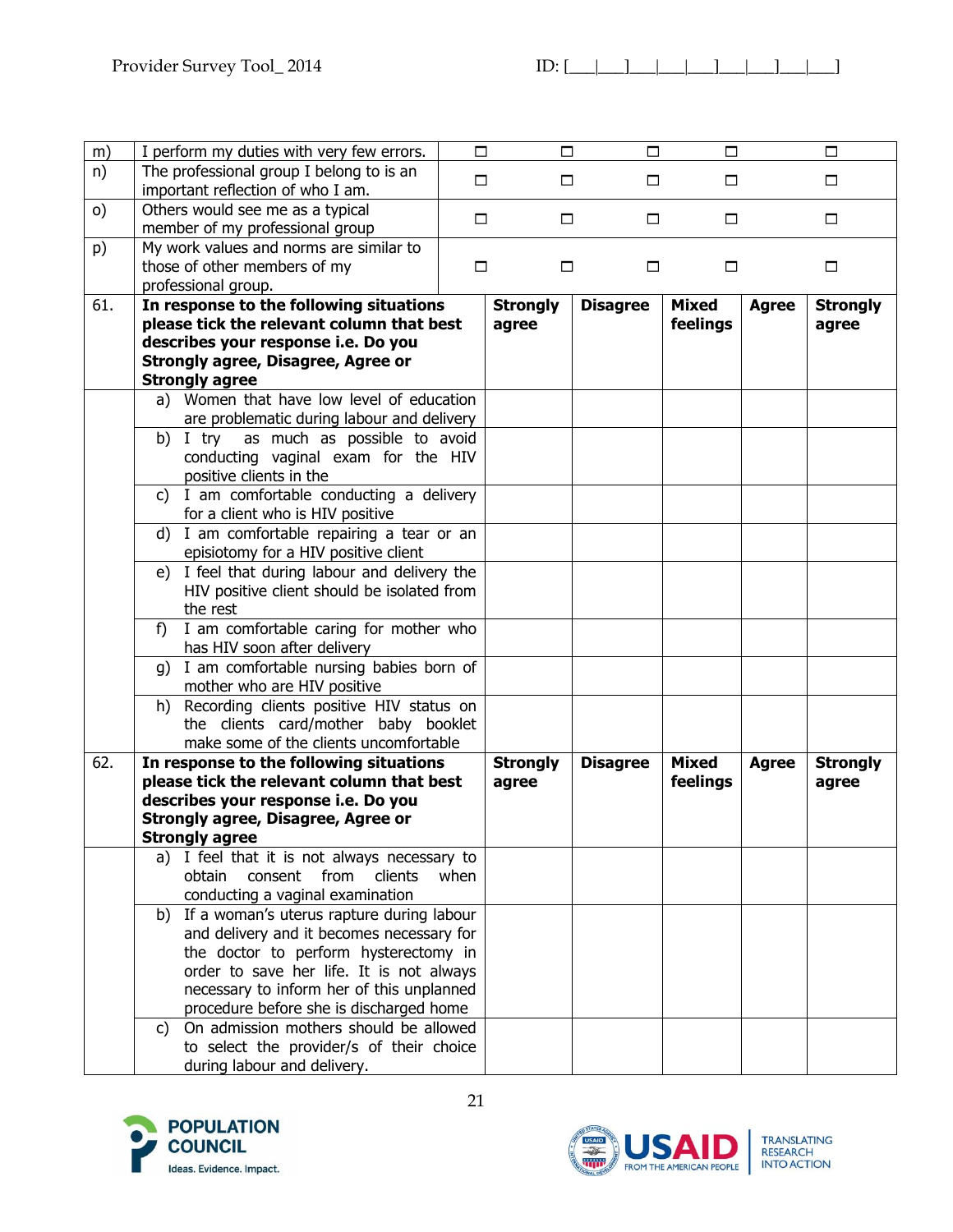| | | | | | | |
|---|---|---|---|---|---|---|
| m) | I perform my duties with very few errors. | ☐ | ☐ | ☐ | ☐ | ☐ |
| n) | The professional group I belong to is an important reflection of who I am. | ☐ | ☐ | ☐ | ☐ | ☐ |
| o) | Others would see me as a typical member of my professional group | ☐ | ☐ | ☐ | ☐ | ☐ |
| p) | My work values and norms are similar to those of other members of my professional group. | ☐ | ☐ | ☐ | ☐ | ☐ |

| | | | | | | |
|---|---|---|---|---|---|---|
| 61. | **In response to the following situations please tick the relevant column that best describes your response i.e. Do you Strongly agree, Disagree, Agree or Strongly agree** | **Strongly agree** | **Disagree** | **Mixed feelings** | **Agree** | **Strongly agree** |
| | a) Women that have low level of education are problematic during labour and delivery | | | | | |
| | b) I try as much as possible to avoid conducting vaginal exam for the HIV positive clients in the | | | | | |
| | c) I am comfortable conducting a delivery for a client who is HIV positive | | | | | |
| | d) I am comfortable repairing a tear or an episiotomy for a HIV positive client | | | | | |
| | e) I feel that during labour and delivery the HIV positive client should be isolated from the rest | | | | | |
| | f) I am comfortable caring for mother who has HIV soon after delivery | | | | | |
| | g) I am comfortable nursing babies born of mother who are HIV positive | | | | | |
| | h) Recording clients positive HIV status on the clients card/mother baby booklet make some of the clients uncomfortable | | | | | |
| 62. | **In response to the following situations please tick the relevant column that best describes your response i.e. Do you Strongly agree, Disagree, Agree or Strongly agree** | **Strongly agree** | **Disagree** | **Mixed feelings** | **Agree** | **Strongly agree** |
| | a) I feel that it is not always necessary to obtain consent from clients when conducting a vaginal examination | | | | | |
| | b) If a woman's uterus rapture during labour and delivery and it becomes necessary for the doctor to perform hysterectomy in order to save her life. It is not always necessary to inform her of this unplanned procedure before she is discharged home | | | | | |
| | c) On admission mothers should be allowed to select the provider/s of their choice during labour and delivery. | | | | | |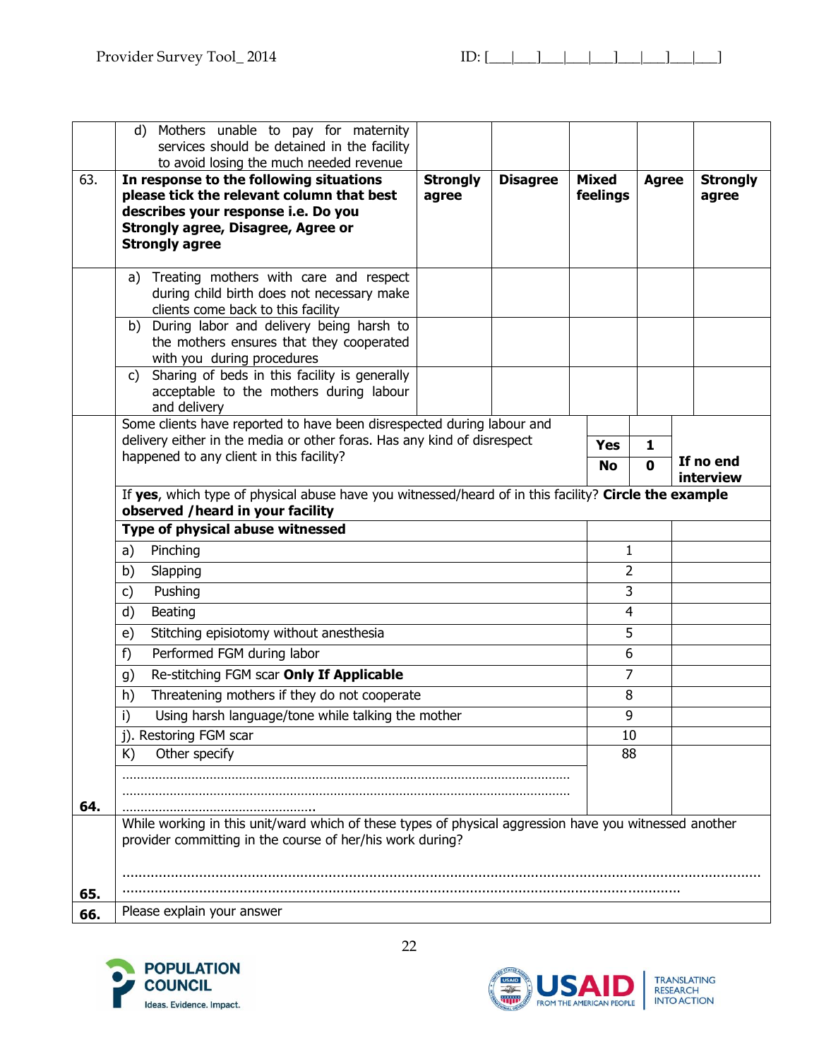| | | | | | | |
|---|---|---|---|---|---|---|
| | d) Mothers unable to pay for maternity services should be detained in the facility to avoid losing the much needed revenue | | | | | |
| 63. | **In response to the following situations please tick the relevant column that best describes your response i.e. Do you Strongly agree, Disagree, Agree or Strongly agree** | **Strongly agree** | **Disagree** | **Mixed feelings** | **Agree** | **Strongly agree** |
| | a) Treating mothers with care and respect during child birth does not necessary make clients come back to this facility | | | | | |
| | b) During labor and delivery being harsh to the mothers ensures that they cooperated with you during procedures | | | | | |
| | c) Sharing of beds in this facility is generally acceptable to the mothers during labour and delivery | | | | | |

| | | | | |
|---|---|---|---|---|
| | Some clients have reported to have been disrespected during labour and delivery either in the media or other foras. Has any kind of disrespect happened to any client in this facility? | **Yes** | **1** | |
| | | **No** | **0** | **If no end interview** |
| | If **yes**, which type of physical abuse have you witnessed/heard of in this facility? **Circle the example observed /heard in your facility** | | | |
| | **Type of physical abuse witnessed** | | | |
| | a) Pinching | 1 | | |
| | b) Slapping | 2 | | |
| | c) Pushing | 3 | | |
| | d) Beating | 4 | | |
| | e) Stitching episiotomy without anesthesia | 5 | | |
| | f) Performed FGM during labor | 6 | | |
| | g) Re-stitching FGM scar **Only If Applicable** | 7 | | |
| | h) Threatening mothers if they do not cooperate | 8 | | |
| | i) Using harsh language/tone while talking the mother | 9 | | |
| | j). Restoring FGM scar | 10 | | |
| | K) Other specify<br>………………………………………………………………………………<br>………………………………………………………………………………<br>……………………………………… | 88 | | |
| **64.** | | | | |

| | |
|---|---|
| **65.** | While working in this unit/ward which of these types of physical aggression have you witnessed another provider committing in the course of her/his work during?<br><br>……………………………………………………………………………………………………………………<br>…………………………………………………………………………………………………………… |
| **66.** | Please explain your answer |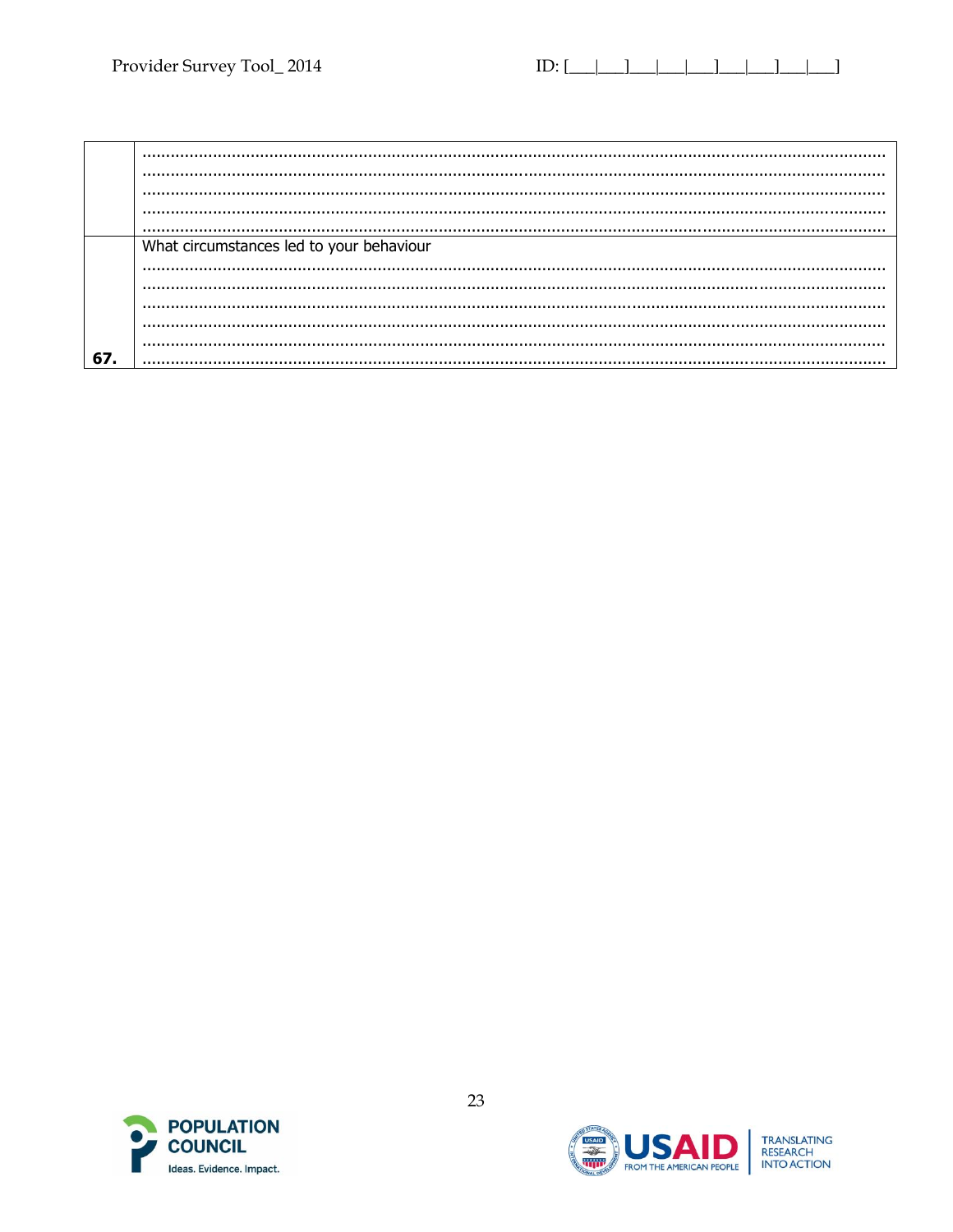| | |
|---|---|
| | ............................................................................................................................................<br>............................................................................................................................................<br>............................................................................................................................................<br>............................................................................................................................................<br>............................................................................................................................................ |
| 67. | What circumstances led to your behaviour<br>............................................................................................................................................<br>............................................................................................................................................<br>............................................................................................................................................<br>............................................................................................................................................<br>............................................................................................................................................<br>............................................................................................................................................ |